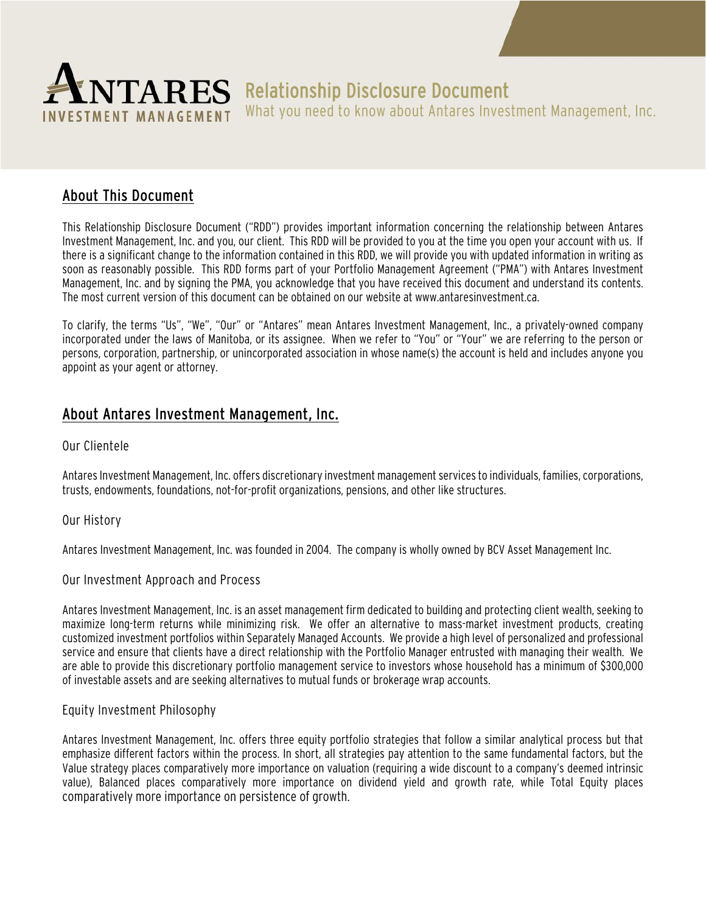# ANTARES INVESTMENT MANAGEMENT

# Relationship Disclosure Document

What you need to know about Antares Investment Management, Inc.

## About This Document

This Relationship Disclosure Document ("RDD") provides important information concerning the relationship between Antares Investment Management, Inc. and you, our client. This RDD will be provided to you at the time you open your account with us. If there is a significant change to the information contained in this RDD, we will provide you with updated information in writing as soon as reasonably possible. This RDD forms part of your Portfolio Management Agreement ("PMA") with Antares Investment Management, Inc. and by signing the PMA, you acknowledge that you have received this document and understand its contents. The most current version of this document can be obtained on our website at www.antaresinvestment.ca.

To clarify, the terms "Us", "We", "Our" or "Antares" mean Antares Investment Management, Inc., a privately-owned company incorporated under the laws of Manitoba, or its assignee. When we refer to "You" or "Your" we are referring to the person or persons, corporation, partnership, or unincorporated association in whose name(s) the account is held and includes anyone you appoint as your agent or attorney.

## About Antares Investment Management, Inc.

### Our Clientele

Antares Investment Management, Inc. offers discretionary investment management services to individuals, families, corporations, trusts, endowments, foundations, not-for-profit organizations, pensions, and other like structures.

### Our History

Antares Investment Management, Inc. was founded in 2004. The company is wholly owned by BCV Asset Management Inc.

### Our Investment Approach and Process

Antares Investment Management, Inc. is an asset management firm dedicated to building and protecting client wealth, seeking to maximize long-term returns while minimizing risk. We offer an alternative to mass-market investment products, creating customized investment portfolios within Separately Managed Accounts. We provide a high level of personalized and professional service and ensure that clients have a direct relationship with the Portfolio Manager entrusted with managing their wealth. We are able to provide this discretionary portfolio management service to investors whose household has a minimum of $300,000 of investable assets and are seeking alternatives to mutual funds or brokerage wrap accounts.

### Equity Investment Philosophy

Antares Investment Management, Inc. offers three equity portfolio strategies that follow a similar analytical process but that emphasize different factors within the process. In short, all strategies pay attention to the same fundamental factors, but the Value strategy places comparatively more importance on valuation (requiring a wide discount to a company's deemed intrinsic value), Balanced places comparatively more importance on dividend yield and growth rate, while Total Equity places comparatively more importance on persistence of growth.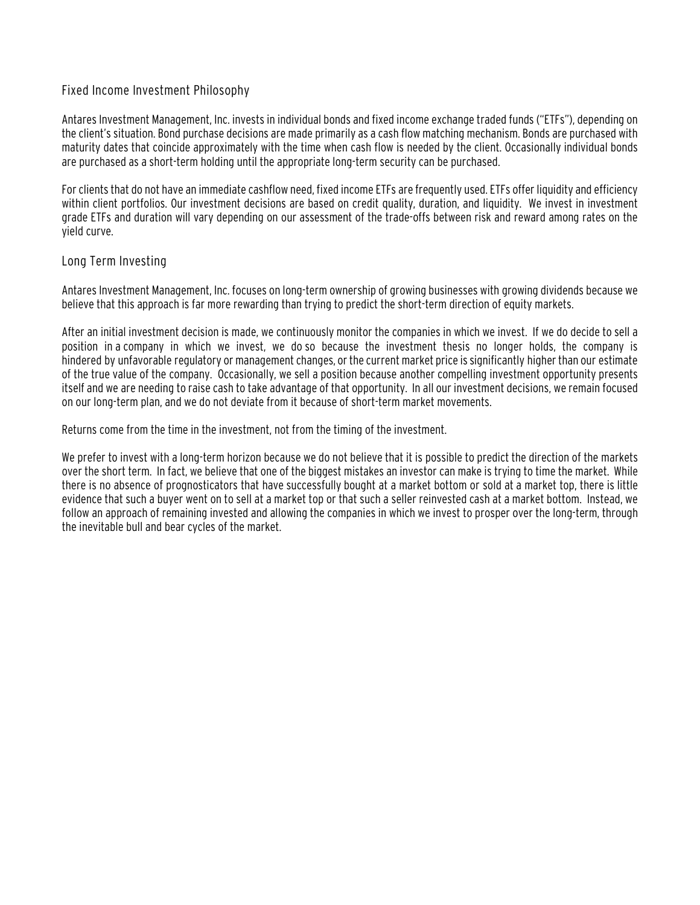## Fixed Income Investment Philosophy

Antares Investment Management, Inc. invests in individual bonds and fixed income exchange traded funds ("ETFs"), depending on the client's situation. Bond purchase decisions are made primarily as a cash flow matching mechanism. Bonds are purchased with maturity dates that coincide approximately with the time when cash flow is needed by the client. Occasionally individual bonds are purchased as a short-term holding until the appropriate long-term security can be purchased.

For clients that do not have an immediate cashflow need, fixed income ETFs are frequently used. ETFs offer liquidity and efficiency within client portfolios. Our investment decisions are based on credit quality, duration, and liquidity. We invest in investment grade ETFs and duration will vary depending on our assessment of the trade-offs between risk and reward among rates on the yield curve.

## Long Term Investing

Antares Investment Management, Inc. focuses on long-term ownership of growing businesses with growing dividends because we believe that this approach is far more rewarding than trying to predict the short-term direction of equity markets.

After an initial investment decision is made, we continuously monitor the companies in which we invest. If we do decide to sell a position in a company in which we invest, we do so because the investment thesis no longer holds, the company is hindered by unfavorable regulatory or management changes, or the current market price is significantly higher than our estimate of the true value of the company. Occasionally, we sell a position because another compelling investment opportunity presents itself and we are needing to raise cash to take advantage of that opportunity. In all our investment decisions, we remain focused on our long-term plan, and we do not deviate from it because of short-term market movements.

Returns come from the time in the investment, not from the timing of the investment.

We prefer to invest with a long-term horizon because we do not believe that it is possible to predict the direction of the markets over the short term. In fact, we believe that one of the biggest mistakes an investor can make is trying to time the market. While there is no absence of prognosticators that have successfully bought at a market bottom or sold at a market top, there is little evidence that such a buyer went on to sell at a market top or that such a seller reinvested cash at a market bottom. Instead, we follow an approach of remaining invested and allowing the companies in which we invest to prosper over the long-term, through the inevitable bull and bear cycles of the market.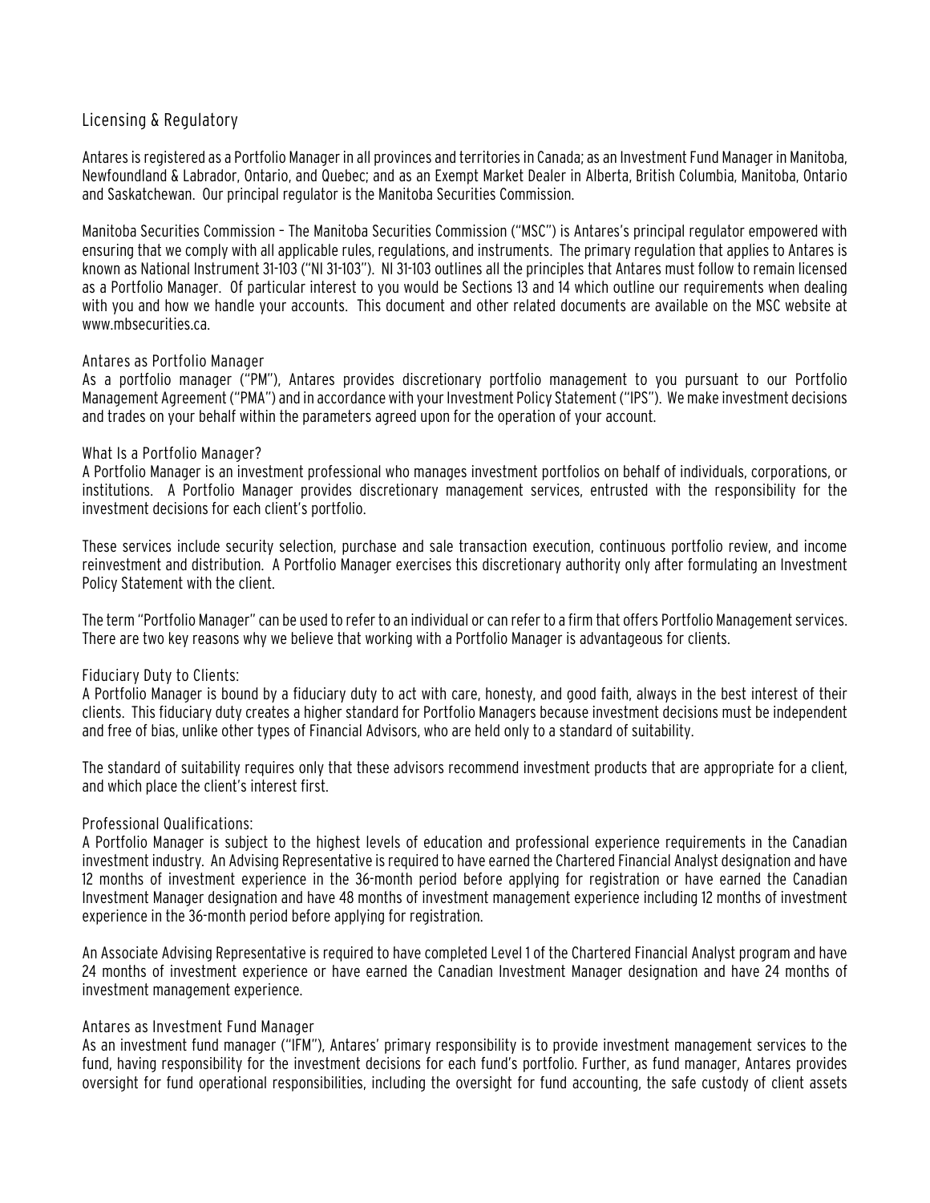## Licensing & Regulatory

Antares is registered as a Portfolio Manager in all provinces and territories in Canada; as an Investment Fund Manager in Manitoba, Newfoundland & Labrador, Ontario, and Quebec; and as an Exempt Market Dealer in Alberta, British Columbia, Manitoba, Ontario and Saskatchewan. Our principal regulator is the Manitoba Securities Commission.

Manitoba Securities Commission – The Manitoba Securities Commission ("MSC") is Antares's principal regulator empowered with ensuring that we comply with all applicable rules, regulations, and instruments. The primary regulation that applies to Antares is known as National Instrument 31-103 ("NI 31-103"). NI 31-103 outlines all the principles that Antares must follow to remain licensed as a Portfolio Manager. Of particular interest to you would be Sections 13 and 14 which outline our requirements when dealing with you and how we handle your accounts. This document and other related documents are available on the MSC website at www.mbsecurities.ca.

### Antares as Portfolio Manager

As a portfolio manager ("PM"), Antares provides discretionary portfolio management to you pursuant to our Portfolio Management Agreement ("PMA") and in accordance with your Investment Policy Statement ("IPS"). We make investment decisions and trades on your behalf within the parameters agreed upon for the operation of your account.

### What Is a Portfolio Manager?

A Portfolio Manager is an investment professional who manages investment portfolios on behalf of individuals, corporations, or institutions. A Portfolio Manager provides discretionary management services, entrusted with the responsibility for the investment decisions for each client's portfolio.

These services include security selection, purchase and sale transaction execution, continuous portfolio review, and income reinvestment and distribution. A Portfolio Manager exercises this discretionary authority only after formulating an Investment Policy Statement with the client.

The term "Portfolio Manager" can be used to refer to an individual or can refer to a firm that offers Portfolio Management services. There are two key reasons why we believe that working with a Portfolio Manager is advantageous for clients.

### Fiduciary Duty to Clients:

A Portfolio Manager is bound by a fiduciary duty to act with care, honesty, and good faith, always in the best interest of their clients. This fiduciary duty creates a higher standard for Portfolio Managers because investment decisions must be independent and free of bias, unlike other types of Financial Advisors, who are held only to a standard of suitability.

The standard of suitability requires only that these advisors recommend investment products that are appropriate for a client, and which place the client's interest first.

### Professional Qualifications:

A Portfolio Manager is subject to the highest levels of education and professional experience requirements in the Canadian investment industry. An Advising Representative is required to have earned the Chartered Financial Analyst designation and have 12 months of investment experience in the 36-month period before applying for registration or have earned the Canadian Investment Manager designation and have 48 months of investment management experience including 12 months of investment experience in the 36-month period before applying for registration.

An Associate Advising Representative is required to have completed Level 1 of the Chartered Financial Analyst program and have 24 months of investment experience or have earned the Canadian Investment Manager designation and have 24 months of investment management experience.

### Antares as Investment Fund Manager

As an investment fund manager ("IFM"), Antares' primary responsibility is to provide investment management services to the fund, having responsibility for the investment decisions for each fund's portfolio. Further, as fund manager, Antares provides oversight for fund operational responsibilities, including the oversight for fund accounting, the safe custody of client assets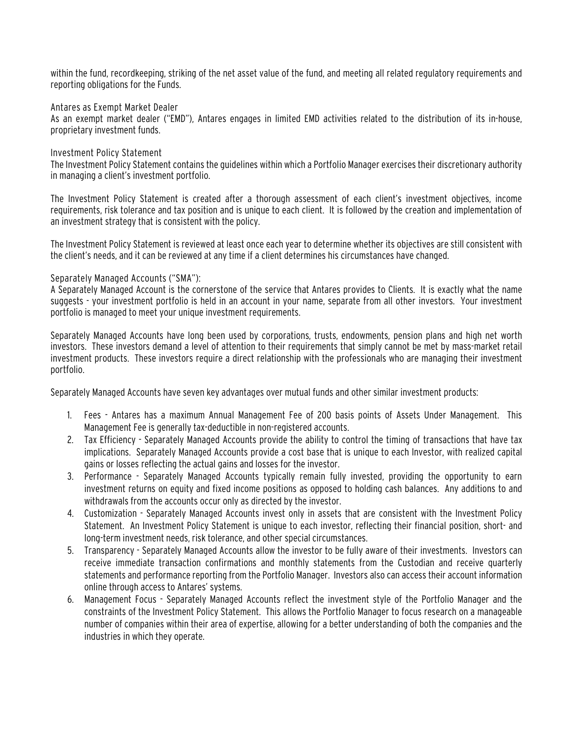within the fund, recordkeeping, striking of the net asset value of the fund, and meeting all related regulatory requirements and reporting obligations for the Funds.

### Antares as Exempt Market Dealer

As an exempt market dealer ("EMD"), Antares engages in limited EMD activities related to the distribution of its in-house, proprietary investment funds.

### Investment Policy Statement

The Investment Policy Statement contains the guidelines within which a Portfolio Manager exercises their discretionary authority in managing a client's investment portfolio.

The Investment Policy Statement is created after a thorough assessment of each client's investment objectives, income requirements, risk tolerance and tax position and is unique to each client. It is followed by the creation and implementation of an investment strategy that is consistent with the policy.

The Investment Policy Statement is reviewed at least once each year to determine whether its objectives are still consistent with the client's needs, and it can be reviewed at any time if a client determines his circumstances have changed.

### Separately Managed Accounts ("SMA"):

A Separately Managed Account is the cornerstone of the service that Antares provides to Clients. It is exactly what the name suggests - your investment portfolio is held in an account in your name, separate from all other investors. Your investment portfolio is managed to meet your unique investment requirements.

Separately Managed Accounts have long been used by corporations, trusts, endowments, pension plans and high net worth investors. These investors demand a level of attention to their requirements that simply cannot be met by mass-market retail investment products. These investors require a direct relationship with the professionals who are managing their investment portfolio.

Separately Managed Accounts have seven key advantages over mutual funds and other similar investment products:

1. Fees - Antares has a maximum Annual Management Fee of 200 basis points of Assets Under Management. This Management Fee is generally tax-deductible in non-registered accounts.
2. Tax Efficiency - Separately Managed Accounts provide the ability to control the timing of transactions that have tax implications. Separately Managed Accounts provide a cost base that is unique to each Investor, with realized capital gains or losses reflecting the actual gains and losses for the investor.
3. Performance - Separately Managed Accounts typically remain fully invested, providing the opportunity to earn investment returns on equity and fixed income positions as opposed to holding cash balances. Any additions to and withdrawals from the accounts occur only as directed by the investor.
4. Customization - Separately Managed Accounts invest only in assets that are consistent with the Investment Policy Statement. An Investment Policy Statement is unique to each investor, reflecting their financial position, short- and long-term investment needs, risk tolerance, and other special circumstances.
5. Transparency - Separately Managed Accounts allow the investor to be fully aware of their investments. Investors can receive immediate transaction confirmations and monthly statements from the Custodian and receive quarterly statements and performance reporting from the Portfolio Manager. Investors also can access their account information online through access to Antares' systems.
6. Management Focus - Separately Managed Accounts reflect the investment style of the Portfolio Manager and the constraints of the Investment Policy Statement. This allows the Portfolio Manager to focus research on a manageable number of companies within their area of expertise, allowing for a better understanding of both the companies and the industries in which they operate.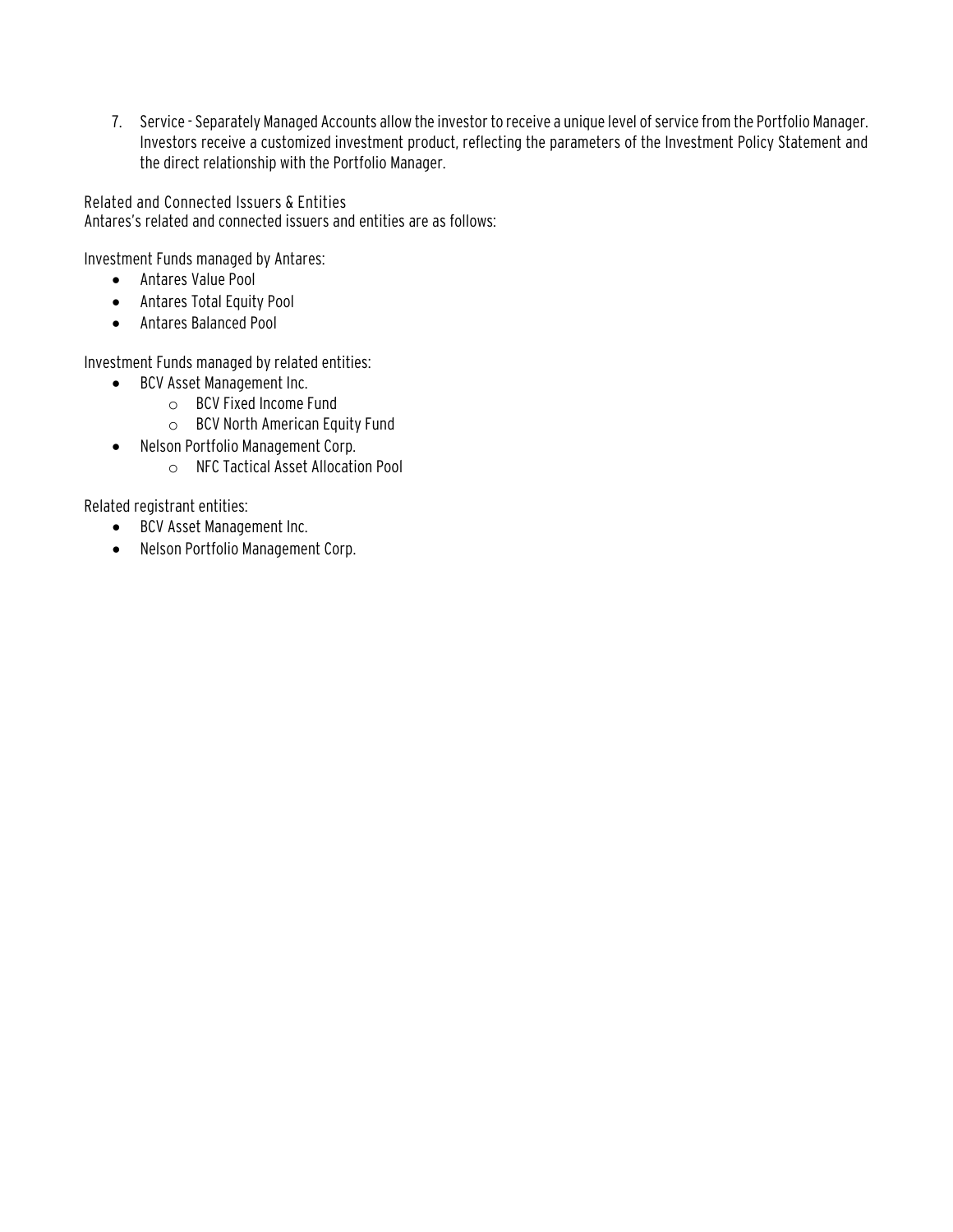7. Service - Separately Managed Accounts allow the investor to receive a unique level of service from the Portfolio Manager. Investors receive a customized investment product, reflecting the parameters of the Investment Policy Statement and the direct relationship with the Portfolio Manager.

Related and Connected Issuers & Entities
Antares's related and connected issuers and entities are as follows:

Investment Funds managed by Antares:

- Antares Value Pool
- Antares Total Equity Pool
- Antares Balanced Pool

Investment Funds managed by related entities:

- BCV Asset Management Inc.
  - BCV Fixed Income Fund
  - BCV North American Equity Fund
- Nelson Portfolio Management Corp.
  - NFC Tactical Asset Allocation Pool

Related registrant entities:

- BCV Asset Management Inc.
- Nelson Portfolio Management Corp.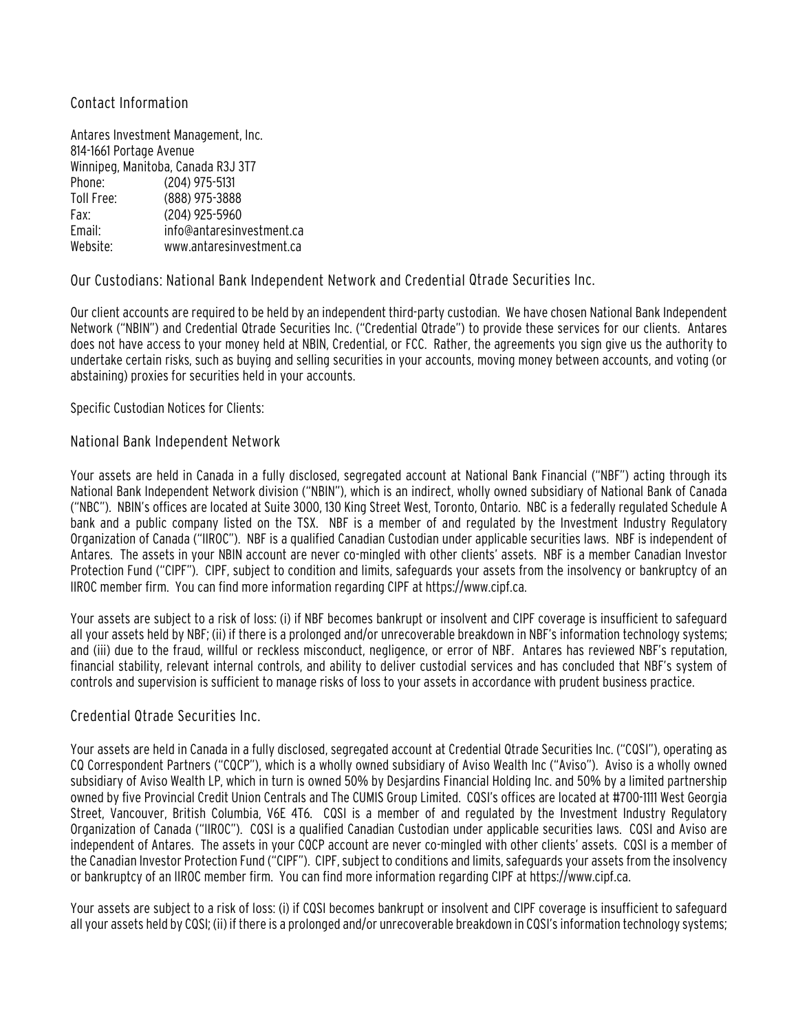## Contact Information

Antares Investment Management, Inc.
814-1661 Portage Avenue
Winnipeg, Manitoba, Canada R3J 3T7

| | |
|---|---|
| Phone: | (204) 975-5131 |
| Toll Free: | (888) 975-3888 |
| Fax: | (204) 925-5960 |
| Email: | info@antaresinvestment.ca |
| Website: | www.antaresinvestment.ca |

## Our Custodians: National Bank Independent Network and Credential Qtrade Securities Inc.

Our client accounts are required to be held by an independent third-party custodian. We have chosen National Bank Independent Network ("NBIN") and Credential Qtrade Securities Inc. ("Credential Qtrade") to provide these services for our clients. Antares does not have access to your money held at NBIN, Credential, or FCC. Rather, the agreements you sign give us the authority to undertake certain risks, such as buying and selling securities in your accounts, moving money between accounts, and voting (or abstaining) proxies for securities held in your accounts.

Specific Custodian Notices for Clients:

### National Bank Independent Network

Your assets are held in Canada in a fully disclosed, segregated account at National Bank Financial ("NBF") acting through its National Bank Independent Network division ("NBIN"), which is an indirect, wholly owned subsidiary of National Bank of Canada ("NBC"). NBIN's offices are located at Suite 3000, 130 King Street West, Toronto, Ontario. NBC is a federally regulated Schedule A bank and a public company listed on the TSX. NBF is a member of and regulated by the Investment Industry Regulatory Organization of Canada ("IIROC"). NBF is a qualified Canadian Custodian under applicable securities laws. NBF is independent of Antares. The assets in your NBIN account are never co-mingled with other clients' assets. NBF is a member Canadian Investor Protection Fund ("CIPF"). CIPF, subject to condition and limits, safeguards your assets from the insolvency or bankruptcy of an IIROC member firm. You can find more information regarding CIPF at https://www.cipf.ca.

Your assets are subject to a risk of loss: (i) if NBF becomes bankrupt or insolvent and CIPF coverage is insufficient to safeguard all your assets held by NBF; (ii) if there is a prolonged and/or unrecoverable breakdown in NBF's information technology systems; and (iii) due to the fraud, willful or reckless misconduct, negligence, or error of NBF. Antares has reviewed NBF's reputation, financial stability, relevant internal controls, and ability to deliver custodial services and has concluded that NBF's system of controls and supervision is sufficient to manage risks of loss to your assets in accordance with prudent business practice.

### Credential Qtrade Securities Inc.

Your assets are held in Canada in a fully disclosed, segregated account at Credential Qtrade Securities Inc. ("CQSI"), operating as CQ Correspondent Partners ("CQCP"), which is a wholly owned subsidiary of Aviso Wealth Inc ("Aviso"). Aviso is a wholly owned subsidiary of Aviso Wealth LP, which in turn is owned 50% by Desjardins Financial Holding Inc. and 50% by a limited partnership owned by five Provincial Credit Union Centrals and The CUMIS Group Limited. CQSI's offices are located at #700-1111 West Georgia Street, Vancouver, British Columbia, V6E 4T6. CQSI is a member of and regulated by the Investment Industry Regulatory Organization of Canada ("IIROC"). CQSI is a qualified Canadian Custodian under applicable securities laws. CQSI and Aviso are independent of Antares. The assets in your CQCP account are never co-mingled with other clients' assets. CQSI is a member of the Canadian Investor Protection Fund ("CIPF"). CIPF, subject to conditions and limits, safeguards your assets from the insolvency or bankruptcy of an IIROC member firm. You can find more information regarding CIPF at https://www.cipf.ca.

Your assets are subject to a risk of loss: (i) if CQSI becomes bankrupt or insolvent and CIPF coverage is insufficient to safeguard all your assets held by CQSI; (ii) if there is a prolonged and/or unrecoverable breakdown in CQSI's information technology systems;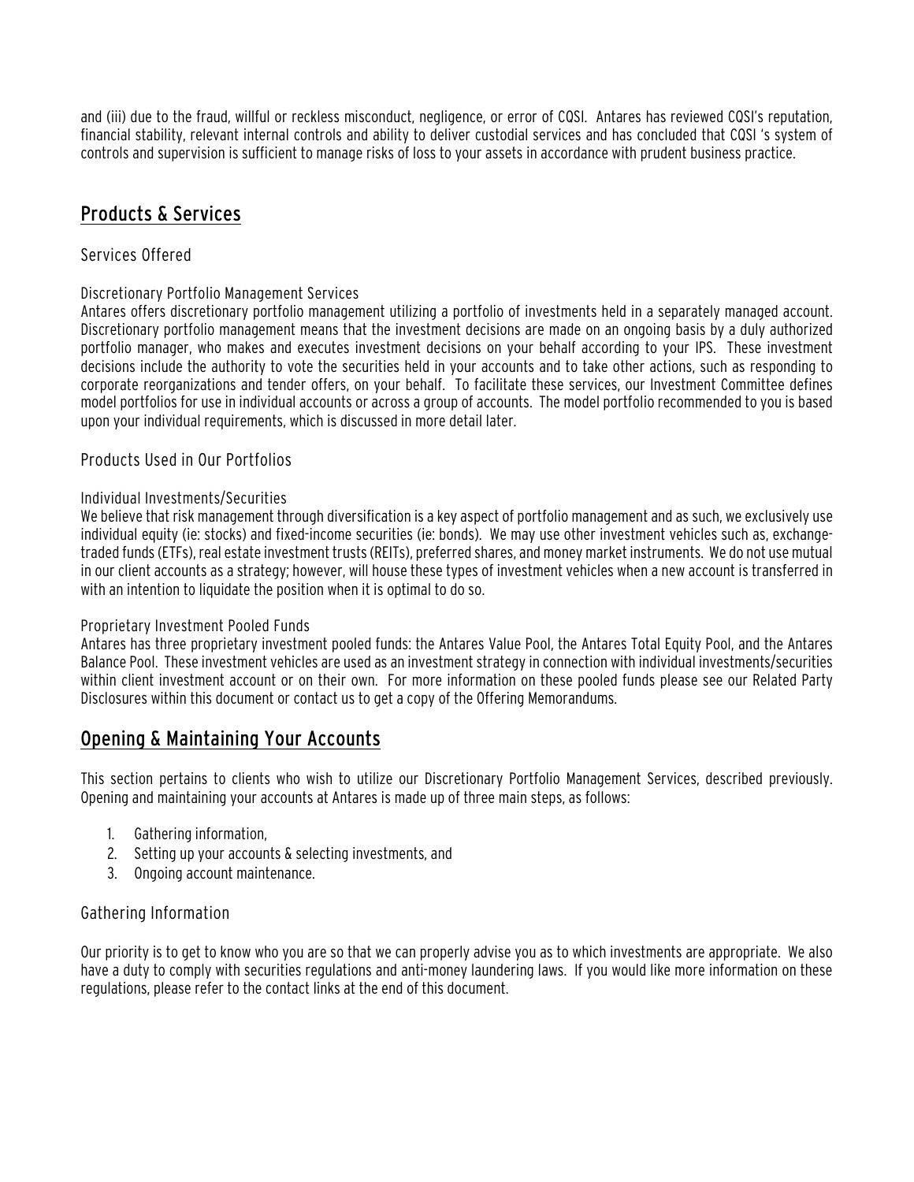and (iii) due to the fraud, willful or reckless misconduct, negligence, or error of CQSI. Antares has reviewed CQSI's reputation, financial stability, relevant internal controls and ability to deliver custodial services and has concluded that CQSI 's system of controls and supervision is sufficient to manage risks of loss to your assets in accordance with prudent business practice.

## Products & Services

### Services Offered

#### Discretionary Portfolio Management Services

Antares offers discretionary portfolio management utilizing a portfolio of investments held in a separately managed account. Discretionary portfolio management means that the investment decisions are made on an ongoing basis by a duly authorized portfolio manager, who makes and executes investment decisions on your behalf according to your IPS. These investment decisions include the authority to vote the securities held in your accounts and to take other actions, such as responding to corporate reorganizations and tender offers, on your behalf. To facilitate these services, our Investment Committee defines model portfolios for use in individual accounts or across a group of accounts. The model portfolio recommended to you is based upon your individual requirements, which is discussed in more detail later.

### Products Used in Our Portfolios

#### Individual Investments/Securities

We believe that risk management through diversification is a key aspect of portfolio management and as such, we exclusively use individual equity (ie: stocks) and fixed-income securities (ie: bonds). We may use other investment vehicles such as, exchange-traded funds (ETFs), real estate investment trusts (REITs), preferred shares, and money market instruments. We do not use mutual in our client accounts as a strategy; however, will house these types of investment vehicles when a new account is transferred in with an intention to liquidate the position when it is optimal to do so.

#### Proprietary Investment Pooled Funds

Antares has three proprietary investment pooled funds: the Antares Value Pool, the Antares Total Equity Pool, and the Antares Balance Pool. These investment vehicles are used as an investment strategy in connection with individual investments/securities within client investment account or on their own. For more information on these pooled funds please see our Related Party Disclosures within this document or contact us to get a copy of the Offering Memorandums.

## Opening & Maintaining Your Accounts

This section pertains to clients who wish to utilize our Discretionary Portfolio Management Services, described previously. Opening and maintaining your accounts at Antares is made up of three main steps, as follows:

1. Gathering information,
2. Setting up your accounts & selecting investments, and
3. Ongoing account maintenance.

### Gathering Information

Our priority is to get to know who you are so that we can properly advise you as to which investments are appropriate. We also have a duty to comply with securities regulations and anti-money laundering laws. If you would like more information on these regulations, please refer to the contact links at the end of this document.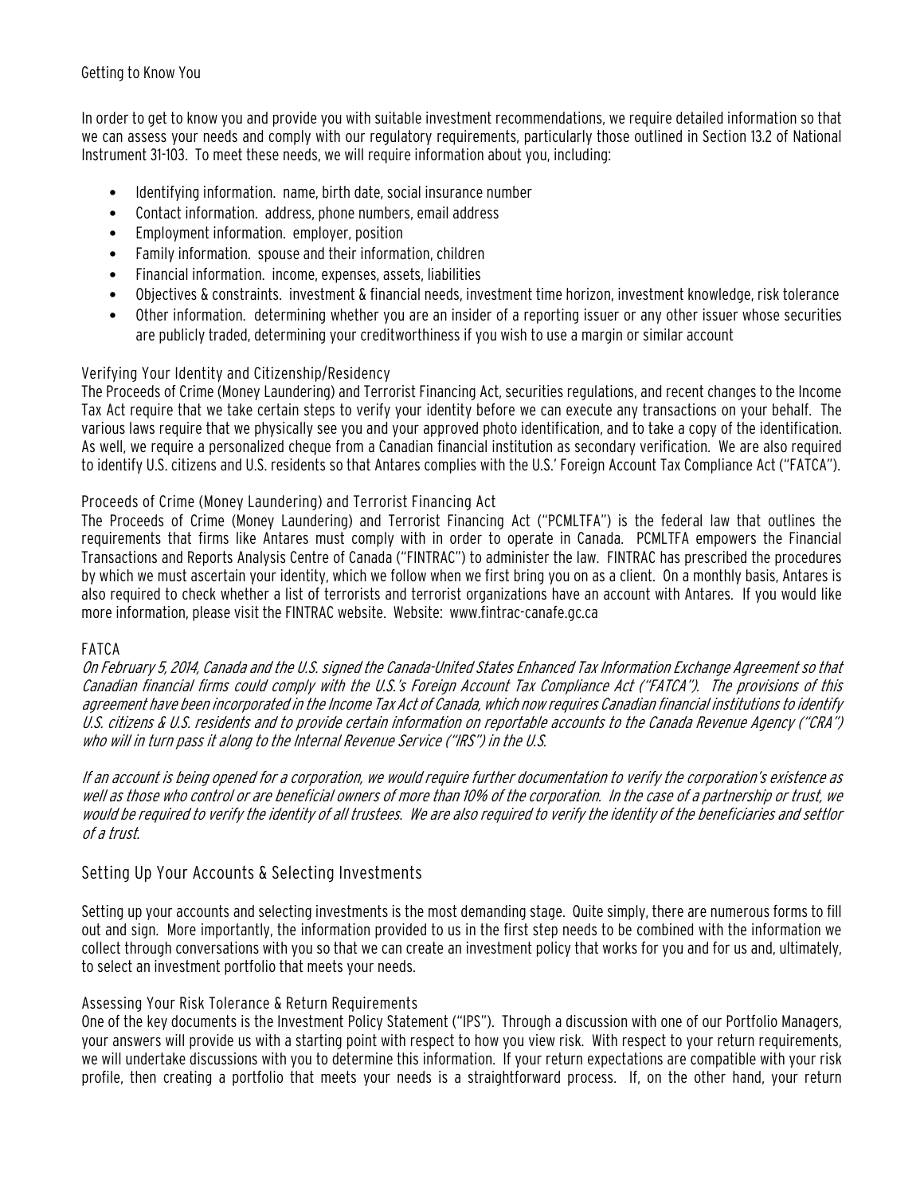### Getting to Know You

In order to get to know you and provide you with suitable investment recommendations, we require detailed information so that we can assess your needs and comply with our regulatory requirements, particularly those outlined in Section 13.2 of National Instrument 31-103. To meet these needs, we will require information about you, including:

- Identifying information. name, birth date, social insurance number
- Contact information. address, phone numbers, email address
- Employment information. employer, position
- Family information. spouse and their information, children
- Financial information. income, expenses, assets, liabilities
- Objectives & constraints. investment & financial needs, investment time horizon, investment knowledge, risk tolerance
- Other information. determining whether you are an insider of a reporting issuer or any other issuer whose securities are publicly traded, determining your creditworthiness if you wish to use a margin or similar account

### Verifying Your Identity and Citizenship/Residency

The Proceeds of Crime (Money Laundering) and Terrorist Financing Act, securities regulations, and recent changes to the Income Tax Act require that we take certain steps to verify your identity before we can execute any transactions on your behalf. The various laws require that we physically see you and your approved photo identification, and to take a copy of the identification. As well, we require a personalized cheque from a Canadian financial institution as secondary verification. We are also required to identify U.S. citizens and U.S. residents so that Antares complies with the U.S.' Foreign Account Tax Compliance Act ("FATCA").

### Proceeds of Crime (Money Laundering) and Terrorist Financing Act

The Proceeds of Crime (Money Laundering) and Terrorist Financing Act ("PCMLTFA") is the federal law that outlines the requirements that firms like Antares must comply with in order to operate in Canada. PCMLTFA empowers the Financial Transactions and Reports Analysis Centre of Canada ("FINTRAC") to administer the law. FINTRAC has prescribed the procedures by which we must ascertain your identity, which we follow when we first bring you on as a client. On a monthly basis, Antares is also required to check whether a list of terrorists and terrorist organizations have an account with Antares. If you would like more information, please visit the FINTRAC website. Website: www.fintrac-canafe.gc.ca

### FATCA

*On February 5, 2014, Canada and the U.S. signed the Canada-United States Enhanced Tax Information Exchange Agreement so that Canadian financial firms could comply with the U.S.'s Foreign Account Tax Compliance Act ("FATCA"). The provisions of this agreement have been incorporated in the Income Tax Act of Canada, which now requires Canadian financial institutions to identify U.S. citizens & U.S. residents and to provide certain information on reportable accounts to the Canada Revenue Agency ("CRA") who will in turn pass it along to the Internal Revenue Service ("IRS") in the U.S.*

*If an account is being opened for a corporation, we would require further documentation to verify the corporation's existence as well as those who control or are beneficial owners of more than 10% of the corporation. In the case of a partnership or trust, we would be required to verify the identity of all trustees. We are also required to verify the identity of the beneficiaries and settlor of a trust.*

## Setting Up Your Accounts & Selecting Investments

Setting up your accounts and selecting investments is the most demanding stage. Quite simply, there are numerous forms to fill out and sign. More importantly, the information provided to us in the first step needs to be combined with the information we collect through conversations with you so that we can create an investment policy that works for you and for us and, ultimately, to select an investment portfolio that meets your needs.

### Assessing Your Risk Tolerance & Return Requirements

One of the key documents is the Investment Policy Statement ("IPS"). Through a discussion with one of our Portfolio Managers, your answers will provide us with a starting point with respect to how you view risk. With respect to your return requirements, we will undertake discussions with you to determine this information. If your return expectations are compatible with your risk profile, then creating a portfolio that meets your needs is a straightforward process. If, on the other hand, your return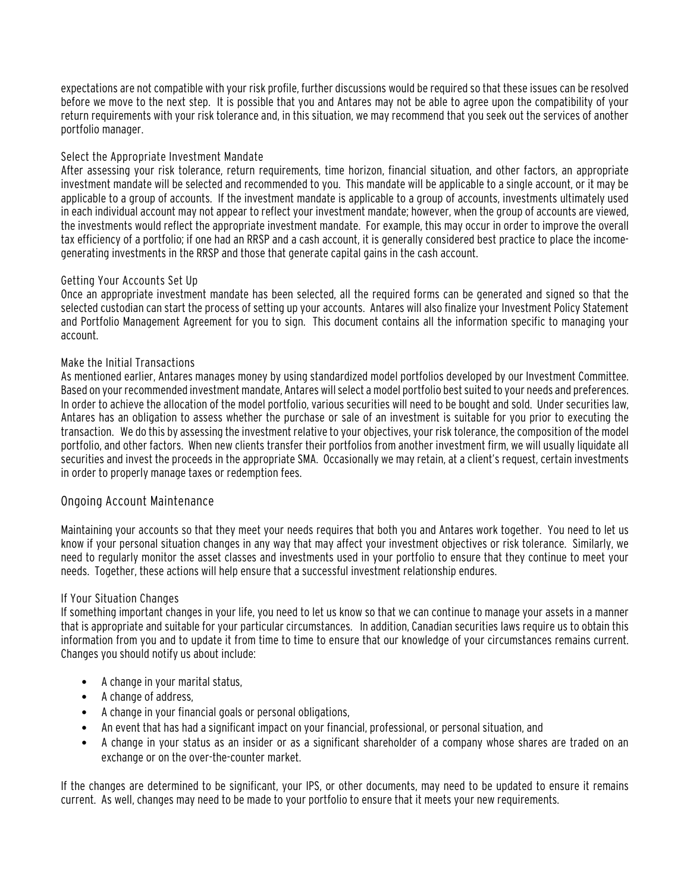expectations are not compatible with your risk profile, further discussions would be required so that these issues can be resolved before we move to the next step. It is possible that you and Antares may not be able to agree upon the compatibility of your return requirements with your risk tolerance and, in this situation, we may recommend that you seek out the services of another portfolio manager.

### Select the Appropriate Investment Mandate

After assessing your risk tolerance, return requirements, time horizon, financial situation, and other factors, an appropriate investment mandate will be selected and recommended to you. This mandate will be applicable to a single account, or it may be applicable to a group of accounts. If the investment mandate is applicable to a group of accounts, investments ultimately used in each individual account may not appear to reflect your investment mandate; however, when the group of accounts are viewed, the investments would reflect the appropriate investment mandate. For example, this may occur in order to improve the overall tax efficiency of a portfolio; if one had an RRSP and a cash account, it is generally considered best practice to place the income-generating investments in the RRSP and those that generate capital gains in the cash account.

### Getting Your Accounts Set Up

Once an appropriate investment mandate has been selected, all the required forms can be generated and signed so that the selected custodian can start the process of setting up your accounts. Antares will also finalize your Investment Policy Statement and Portfolio Management Agreement for you to sign. This document contains all the information specific to managing your account.

### Make the Initial Transactions

As mentioned earlier, Antares manages money by using standardized model portfolios developed by our Investment Committee. Based on your recommended investment mandate, Antares will select a model portfolio best suited to your needs and preferences. In order to achieve the allocation of the model portfolio, various securities will need to be bought and sold. Under securities law, Antares has an obligation to assess whether the purchase or sale of an investment is suitable for you prior to executing the transaction. We do this by assessing the investment relative to your objectives, your risk tolerance, the composition of the model portfolio, and other factors. When new clients transfer their portfolios from another investment firm, we will usually liquidate all securities and invest the proceeds in the appropriate SMA. Occasionally we may retain, at a client's request, certain investments in order to properly manage taxes or redemption fees.

## Ongoing Account Maintenance

Maintaining your accounts so that they meet your needs requires that both you and Antares work together. You need to let us know if your personal situation changes in any way that may affect your investment objectives or risk tolerance. Similarly, we need to regularly monitor the asset classes and investments used in your portfolio to ensure that they continue to meet your needs. Together, these actions will help ensure that a successful investment relationship endures.

### If Your Situation Changes

If something important changes in your life, you need to let us know so that we can continue to manage your assets in a manner that is appropriate and suitable for your particular circumstances. In addition, Canadian securities laws require us to obtain this information from you and to update it from time to time to ensure that our knowledge of your circumstances remains current. Changes you should notify us about include:

- A change in your marital status,
- A change of address,
- A change in your financial goals or personal obligations,
- An event that has had a significant impact on your financial, professional, or personal situation, and
- A change in your status as an insider or as a significant shareholder of a company whose shares are traded on an exchange or on the over-the-counter market.

If the changes are determined to be significant, your IPS, or other documents, may need to be updated to ensure it remains current. As well, changes may need to be made to your portfolio to ensure that it meets your new requirements.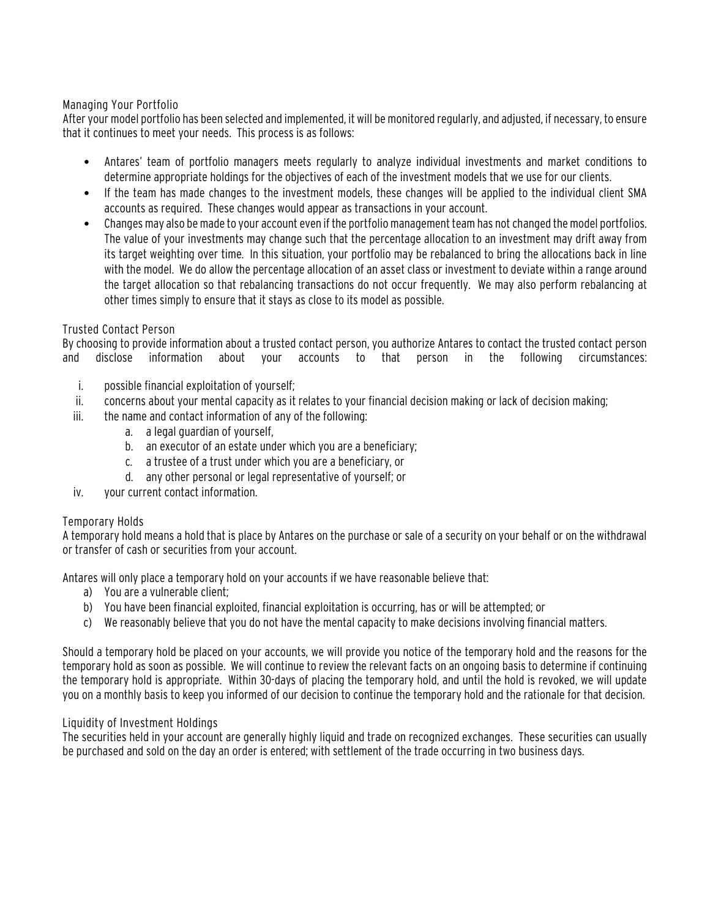### Managing Your Portfolio

After your model portfolio has been selected and implemented, it will be monitored regularly, and adjusted, if necessary, to ensure that it continues to meet your needs. This process is as follows:

- Antares' team of portfolio managers meets regularly to analyze individual investments and market conditions to determine appropriate holdings for the objectives of each of the investment models that we use for our clients.
- If the team has made changes to the investment models, these changes will be applied to the individual client SMA accounts as required. These changes would appear as transactions in your account.
- Changes may also be made to your account even if the portfolio management team has not changed the model portfolios. The value of your investments may change such that the percentage allocation to an investment may drift away from its target weighting over time. In this situation, your portfolio may be rebalanced to bring the allocations back in line with the model. We do allow the percentage allocation of an asset class or investment to deviate within a range around the target allocation so that rebalancing transactions do not occur frequently. We may also perform rebalancing at other times simply to ensure that it stays as close to its model as possible.

### Trusted Contact Person

By choosing to provide information about a trusted contact person, you authorize Antares to contact the trusted contact person and disclose information about your accounts to that person in the following circumstances:

i. possible financial exploitation of yourself;
ii. concerns about your mental capacity as it relates to your financial decision making or lack of decision making;
iii. the name and contact information of any of the following:
    a. a legal guardian of yourself,
    b. an executor of an estate under which you are a beneficiary;
    c. a trustee of a trust under which you are a beneficiary, or
    d. any other personal or legal representative of yourself; or
iv. your current contact information.

### Temporary Holds

A temporary hold means a hold that is place by Antares on the purchase or sale of a security on your behalf or on the withdrawal or transfer of cash or securities from your account.

Antares will only place a temporary hold on your accounts if we have reasonable believe that:

a) You are a vulnerable client;
b) You have been financial exploited, financial exploitation is occurring, has or will be attempted; or
c) We reasonably believe that you do not have the mental capacity to make decisions involving financial matters.

Should a temporary hold be placed on your accounts, we will provide you notice of the temporary hold and the reasons for the temporary hold as soon as possible. We will continue to review the relevant facts on an ongoing basis to determine if continuing the temporary hold is appropriate. Within 30-days of placing the temporary hold, and until the hold is revoked, we will update you on a monthly basis to keep you informed of our decision to continue the temporary hold and the rationale for that decision.

### Liquidity of Investment Holdings

The securities held in your account are generally highly liquid and trade on recognized exchanges. These securities can usually be purchased and sold on the day an order is entered; with settlement of the trade occurring in two business days.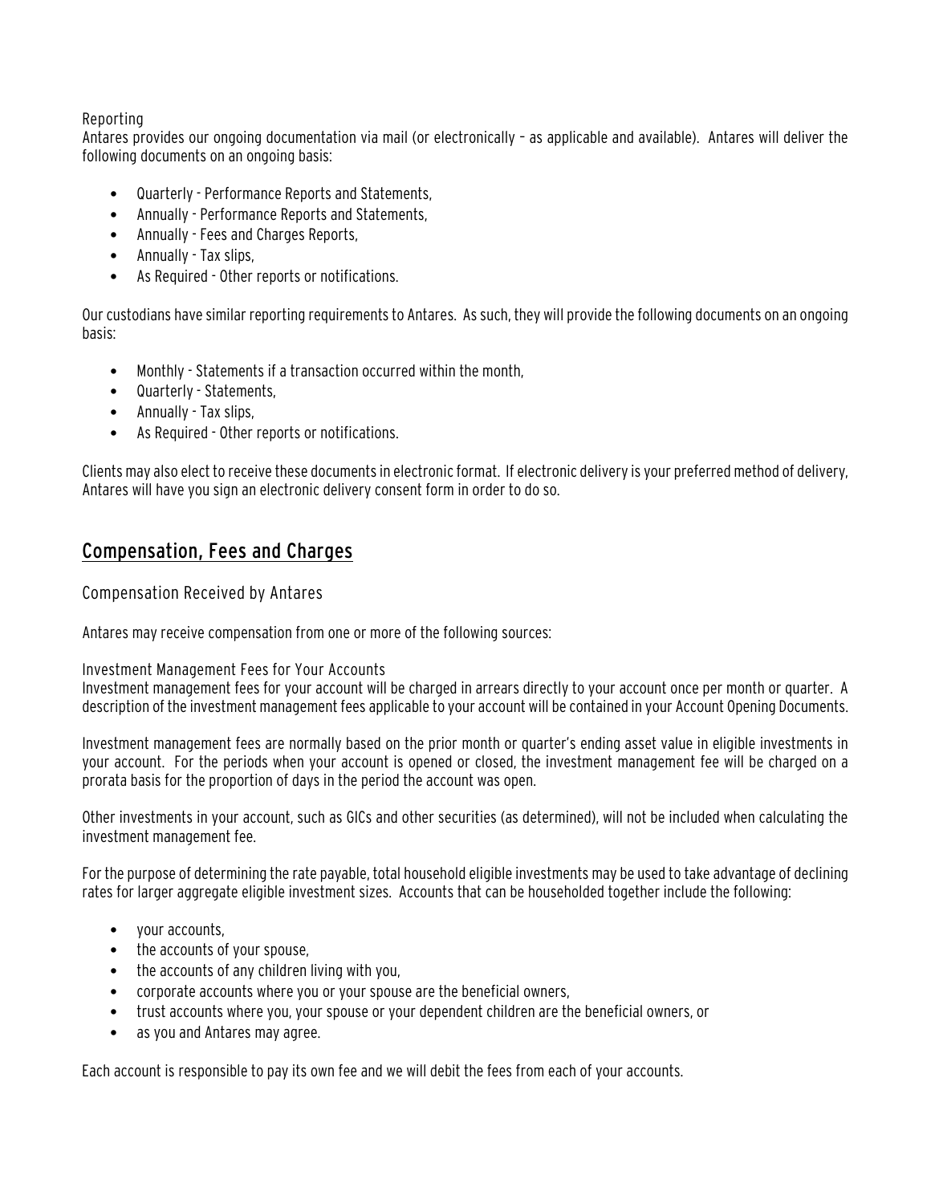#### Reporting

Antares provides our ongoing documentation via mail (or electronically – as applicable and available). Antares will deliver the following documents on an ongoing basis:

- Quarterly - Performance Reports and Statements,
- Annually - Performance Reports and Statements,
- Annually - Fees and Charges Reports,
- Annually - Tax slips,
- As Required - Other reports or notifications.

Our custodians have similar reporting requirements to Antares. As such, they will provide the following documents on an ongoing basis:

- Monthly - Statements if a transaction occurred within the month,
- Quarterly - Statements,
- Annually - Tax slips,
- As Required - Other reports or notifications.

Clients may also elect to receive these documents in electronic format. If electronic delivery is your preferred method of delivery, Antares will have you sign an electronic delivery consent form in order to do so.

## Compensation, Fees and Charges

### Compensation Received by Antares

Antares may receive compensation from one or more of the following sources:

#### Investment Management Fees for Your Accounts

Investment management fees for your account will be charged in arrears directly to your account once per month or quarter. A description of the investment management fees applicable to your account will be contained in your Account Opening Documents.

Investment management fees are normally based on the prior month or quarter's ending asset value in eligible investments in your account. For the periods when your account is opened or closed, the investment management fee will be charged on a prorata basis for the proportion of days in the period the account was open.

Other investments in your account, such as GICs and other securities (as determined), will not be included when calculating the investment management fee.

For the purpose of determining the rate payable, total household eligible investments may be used to take advantage of declining rates for larger aggregate eligible investment sizes. Accounts that can be householded together include the following:

- your accounts,
- the accounts of your spouse,
- the accounts of any children living with you,
- corporate accounts where you or your spouse are the beneficial owners,
- trust accounts where you, your spouse or your dependent children are the beneficial owners, or
- as you and Antares may agree.

Each account is responsible to pay its own fee and we will debit the fees from each of your accounts.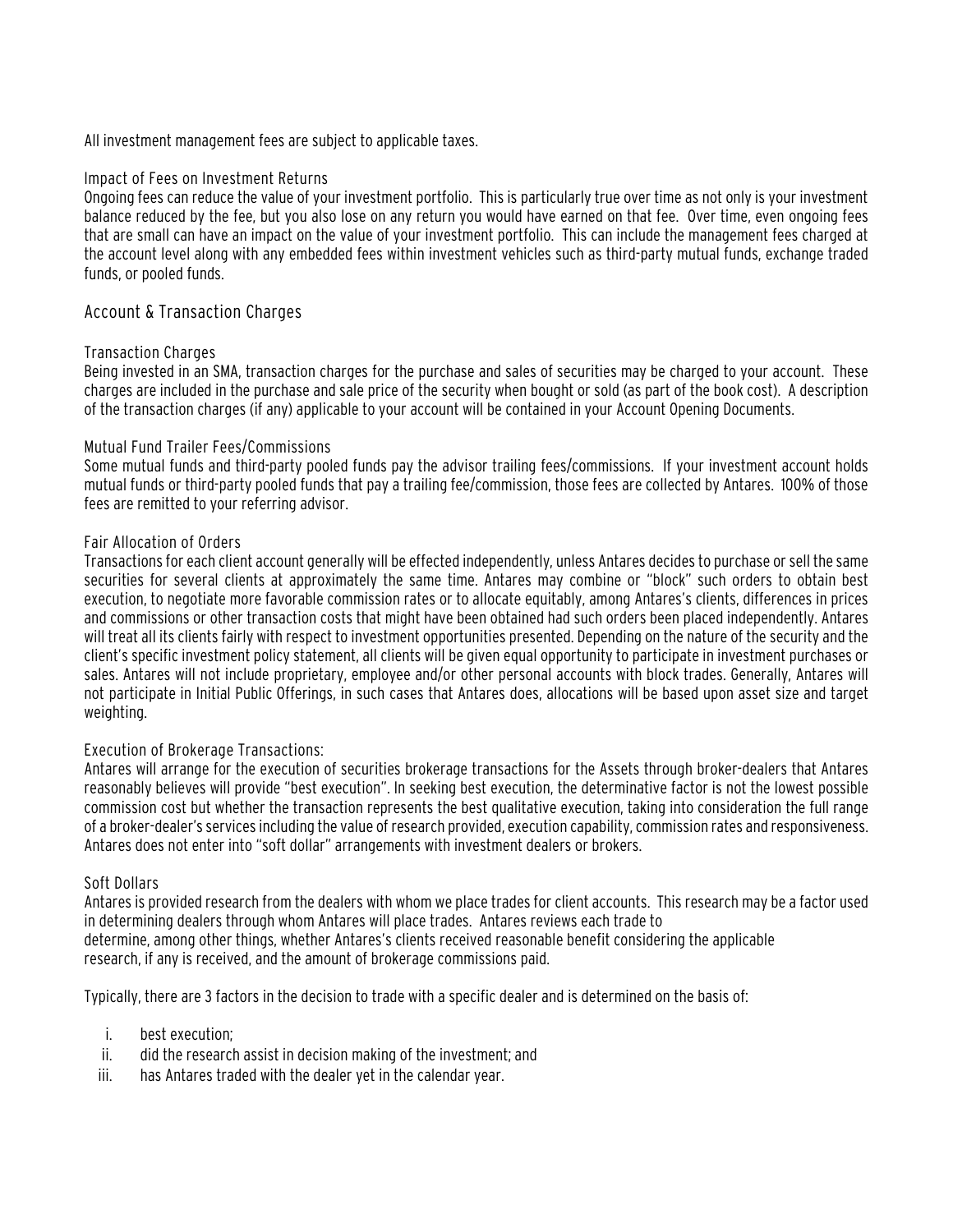All investment management fees are subject to applicable taxes.

### Impact of Fees on Investment Returns

Ongoing fees can reduce the value of your investment portfolio. This is particularly true over time as not only is your investment balance reduced by the fee, but you also lose on any return you would have earned on that fee. Over time, even ongoing fees that are small can have an impact on the value of your investment portfolio. This can include the management fees charged at the account level along with any embedded fees within investment vehicles such as third-party mutual funds, exchange traded funds, or pooled funds.

## Account & Transaction Charges

### Transaction Charges

Being invested in an SMA, transaction charges for the purchase and sales of securities may be charged to your account. These charges are included in the purchase and sale price of the security when bought or sold (as part of the book cost). A description of the transaction charges (if any) applicable to your account will be contained in your Account Opening Documents.

### Mutual Fund Trailer Fees/Commissions

Some mutual funds and third-party pooled funds pay the advisor trailing fees/commissions. If your investment account holds mutual funds or third-party pooled funds that pay a trailing fee/commission, those fees are collected by Antares. 100% of those fees are remitted to your referring advisor.

### Fair Allocation of Orders

Transactions for each client account generally will be effected independently, unless Antares decides to purchase or sell the same securities for several clients at approximately the same time. Antares may combine or "block" such orders to obtain best execution, to negotiate more favorable commission rates or to allocate equitably, among Antares's clients, differences in prices and commissions or other transaction costs that might have been obtained had such orders been placed independently. Antares will treat all its clients fairly with respect to investment opportunities presented. Depending on the nature of the security and the client's specific investment policy statement, all clients will be given equal opportunity to participate in investment purchases or sales. Antares will not include proprietary, employee and/or other personal accounts with block trades. Generally, Antares will not participate in Initial Public Offerings, in such cases that Antares does, allocations will be based upon asset size and target weighting.

### Execution of Brokerage Transactions:

Antares will arrange for the execution of securities brokerage transactions for the Assets through broker-dealers that Antares reasonably believes will provide "best execution". In seeking best execution, the determinative factor is not the lowest possible commission cost but whether the transaction represents the best qualitative execution, taking into consideration the full range of a broker-dealer's services including the value of research provided, execution capability, commission rates and responsiveness. Antares does not enter into "soft dollar" arrangements with investment dealers or brokers.

### Soft Dollars

Antares is provided research from the dealers with whom we place trades for client accounts. This research may be a factor used in determining dealers through whom Antares will place trades. Antares reviews each trade to determine, among other things, whether Antares's clients received reasonable benefit considering the applicable research, if any is received, and the amount of brokerage commissions paid.

Typically, there are 3 factors in the decision to trade with a specific dealer and is determined on the basis of:

i. best execution;
ii. did the research assist in decision making of the investment; and
iii. has Antares traded with the dealer yet in the calendar year.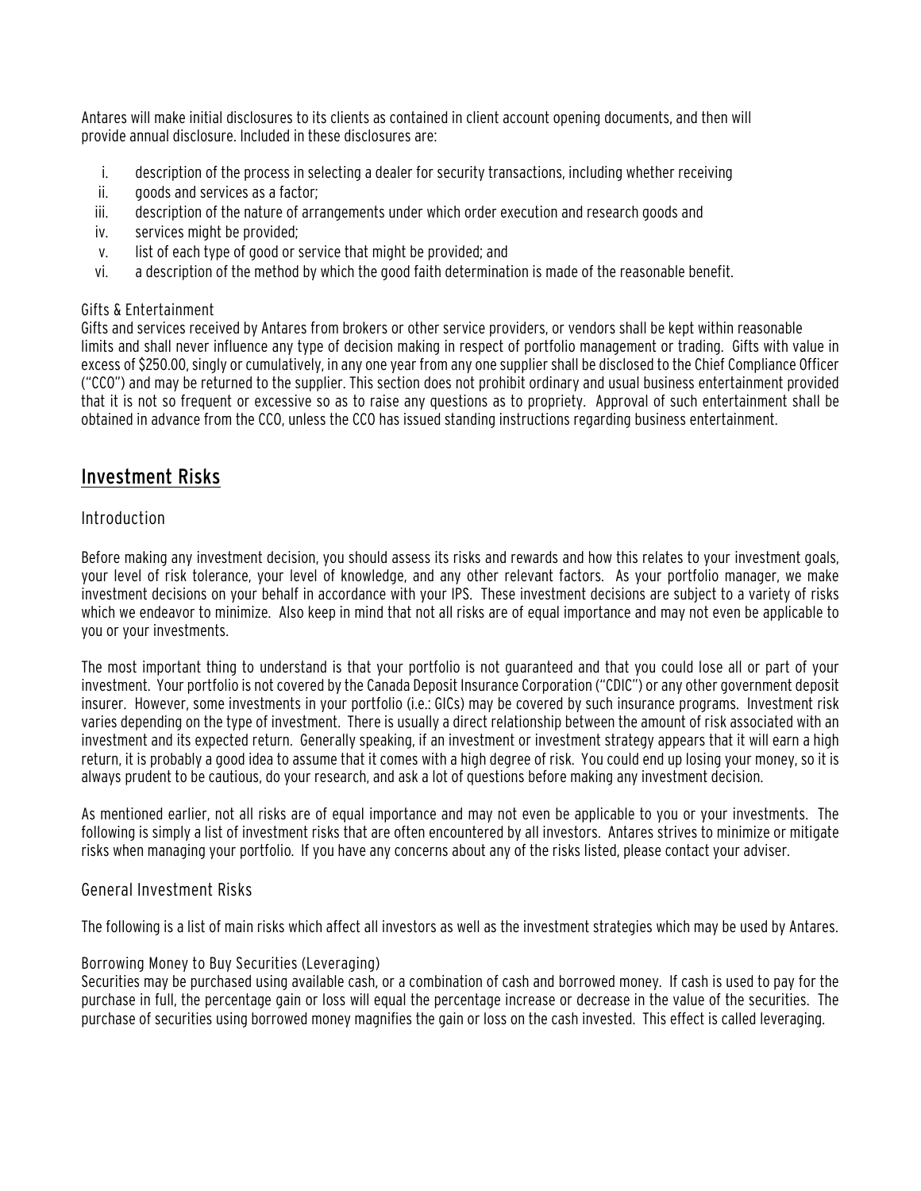Antares will make initial disclosures to its clients as contained in client account opening documents, and then will provide annual disclosure. Included in these disclosures are:

i. description of the process in selecting a dealer for security transactions, including whether receiving
ii. goods and services as a factor;
iii. description of the nature of arrangements under which order execution and research goods and
iv. services might be provided;
v. list of each type of good or service that might be provided; and
vi. a description of the method by which the good faith determination is made of the reasonable benefit.

### Gifts & Entertainment

Gifts and services received by Antares from brokers or other service providers, or vendors shall be kept within reasonable limits and shall never influence any type of decision making in respect of portfolio management or trading. Gifts with value in excess of $250.00, singly or cumulatively, in any one year from any one supplier shall be disclosed to the Chief Compliance Officer ("CCO") and may be returned to the supplier. This section does not prohibit ordinary and usual business entertainment provided that it is not so frequent or excessive so as to raise any questions as to propriety. Approval of such entertainment shall be obtained in advance from the CCO, unless the CCO has issued standing instructions regarding business entertainment.

## Investment Risks

### Introduction

Before making any investment decision, you should assess its risks and rewards and how this relates to your investment goals, your level of risk tolerance, your level of knowledge, and any other relevant factors. As your portfolio manager, we make investment decisions on your behalf in accordance with your IPS. These investment decisions are subject to a variety of risks which we endeavor to minimize. Also keep in mind that not all risks are of equal importance and may not even be applicable to you or your investments.

The most important thing to understand is that your portfolio is not guaranteed and that you could lose all or part of your investment. Your portfolio is not covered by the Canada Deposit Insurance Corporation ("CDIC") or any other government deposit insurer. However, some investments in your portfolio (i.e.: GICs) may be covered by such insurance programs. Investment risk varies depending on the type of investment. There is usually a direct relationship between the amount of risk associated with an investment and its expected return. Generally speaking, if an investment or investment strategy appears that it will earn a high return, it is probably a good idea to assume that it comes with a high degree of risk. You could end up losing your money, so it is always prudent to be cautious, do your research, and ask a lot of questions before making any investment decision.

As mentioned earlier, not all risks are of equal importance and may not even be applicable to you or your investments. The following is simply a list of investment risks that are often encountered by all investors. Antares strives to minimize or mitigate risks when managing your portfolio. If you have any concerns about any of the risks listed, please contact your adviser.

### General Investment Risks

The following is a list of main risks which affect all investors as well as the investment strategies which may be used by Antares.

#### Borrowing Money to Buy Securities (Leveraging)

Securities may be purchased using available cash, or a combination of cash and borrowed money. If cash is used to pay for the purchase in full, the percentage gain or loss will equal the percentage increase or decrease in the value of the securities. The purchase of securities using borrowed money magnifies the gain or loss on the cash invested. This effect is called leveraging.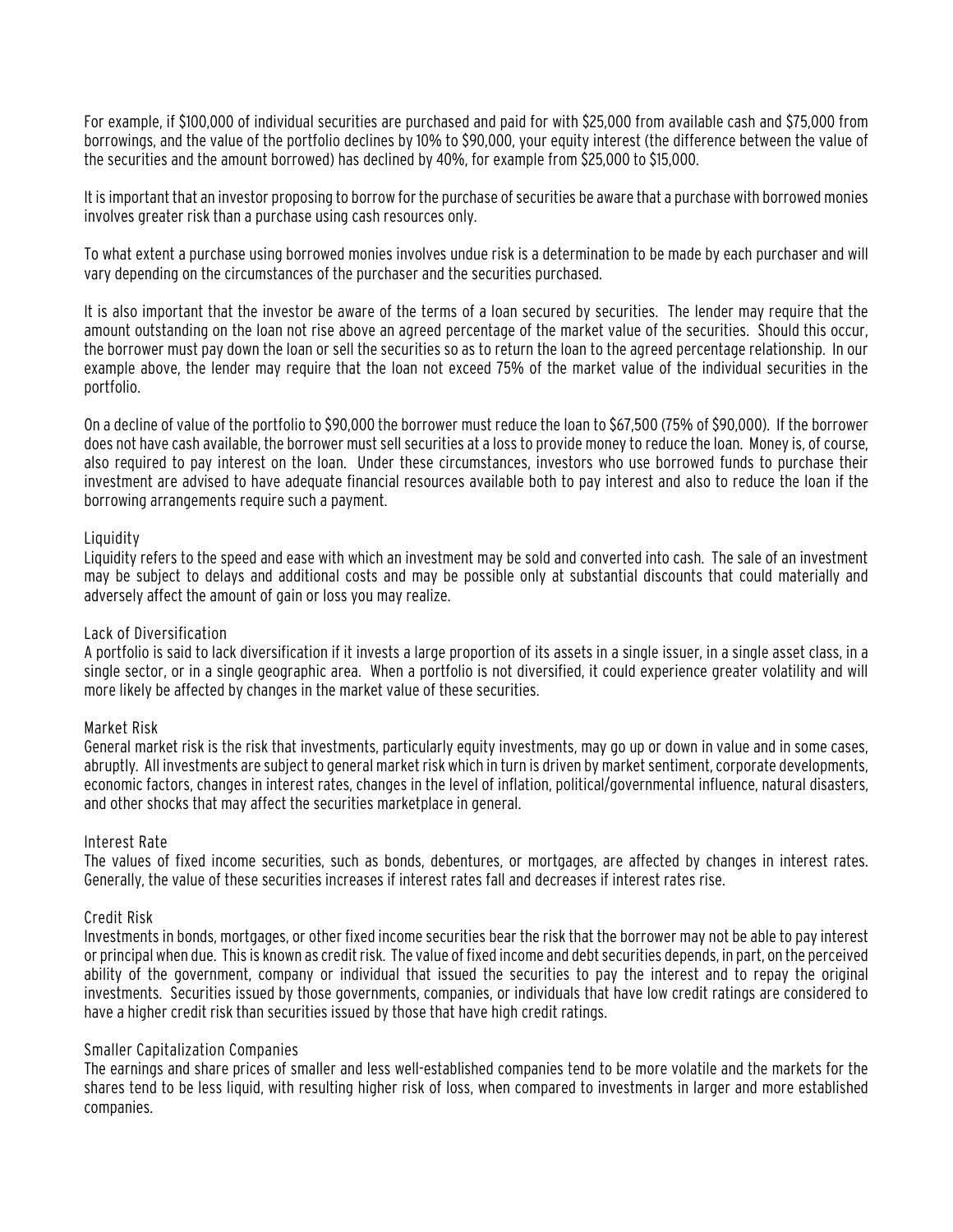For example, if $100,000 of individual securities are purchased and paid for with $25,000 from available cash and $75,000 from borrowings, and the value of the portfolio declines by 10% to $90,000, your equity interest (the difference between the value of the securities and the amount borrowed) has declined by 40%, for example from $25,000 to $15,000.

It is important that an investor proposing to borrow for the purchase of securities be aware that a purchase with borrowed monies involves greater risk than a purchase using cash resources only.

To what extent a purchase using borrowed monies involves undue risk is a determination to be made by each purchaser and will vary depending on the circumstances of the purchaser and the securities purchased.

It is also important that the investor be aware of the terms of a loan secured by securities. The lender may require that the amount outstanding on the loan not rise above an agreed percentage of the market value of the securities. Should this occur, the borrower must pay down the loan or sell the securities so as to return the loan to the agreed percentage relationship. In our example above, the lender may require that the loan not exceed 75% of the market value of the individual securities in the portfolio.

On a decline of value of the portfolio to $90,000 the borrower must reduce the loan to $67,500 (75% of $90,000). If the borrower does not have cash available, the borrower must sell securities at a loss to provide money to reduce the loan. Money is, of course, also required to pay interest on the loan. Under these circumstances, investors who use borrowed funds to purchase their investment are advised to have adequate financial resources available both to pay interest and also to reduce the loan if the borrowing arrangements require such a payment.

### Liquidity

Liquidity refers to the speed and ease with which an investment may be sold and converted into cash. The sale of an investment may be subject to delays and additional costs and may be possible only at substantial discounts that could materially and adversely affect the amount of gain or loss you may realize.

### Lack of Diversification

A portfolio is said to lack diversification if it invests a large proportion of its assets in a single issuer, in a single asset class, in a single sector, or in a single geographic area. When a portfolio is not diversified, it could experience greater volatility and will more likely be affected by changes in the market value of these securities.

### Market Risk

General market risk is the risk that investments, particularly equity investments, may go up or down in value and in some cases, abruptly. All investments are subject to general market risk which in turn is driven by market sentiment, corporate developments, economic factors, changes in interest rates, changes in the level of inflation, political/governmental influence, natural disasters, and other shocks that may affect the securities marketplace in general.

### Interest Rate

The values of fixed income securities, such as bonds, debentures, or mortgages, are affected by changes in interest rates. Generally, the value of these securities increases if interest rates fall and decreases if interest rates rise.

### Credit Risk

Investments in bonds, mortgages, or other fixed income securities bear the risk that the borrower may not be able to pay interest or principal when due. This is known as credit risk. The value of fixed income and debt securities depends, in part, on the perceived ability of the government, company or individual that issued the securities to pay the interest and to repay the original investments. Securities issued by those governments, companies, or individuals that have low credit ratings are considered to have a higher credit risk than securities issued by those that have high credit ratings.

### Smaller Capitalization Companies

The earnings and share prices of smaller and less well-established companies tend to be more volatile and the markets for the shares tend to be less liquid, with resulting higher risk of loss, when compared to investments in larger and more established companies.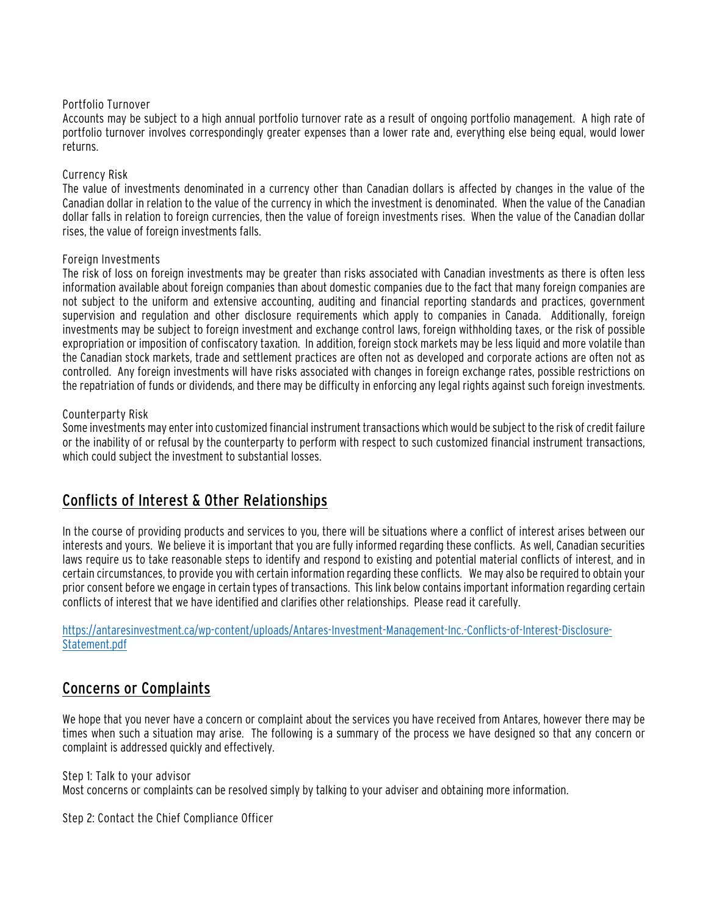Portfolio Turnover

Accounts may be subject to a high annual portfolio turnover rate as a result of ongoing portfolio management. A high rate of portfolio turnover involves correspondingly greater expenses than a lower rate and, everything else being equal, would lower returns.

Currency Risk

The value of investments denominated in a currency other than Canadian dollars is affected by changes in the value of the Canadian dollar in relation to the value of the currency in which the investment is denominated. When the value of the Canadian dollar falls in relation to foreign currencies, then the value of foreign investments rises. When the value of the Canadian dollar rises, the value of foreign investments falls.

Foreign Investments

The risk of loss on foreign investments may be greater than risks associated with Canadian investments as there is often less information available about foreign companies than about domestic companies due to the fact that many foreign companies are not subject to the uniform and extensive accounting, auditing and financial reporting standards and practices, government supervision and regulation and other disclosure requirements which apply to companies in Canada. Additionally, foreign investments may be subject to foreign investment and exchange control laws, foreign withholding taxes, or the risk of possible expropriation or imposition of confiscatory taxation. In addition, foreign stock markets may be less liquid and more volatile than the Canadian stock markets, trade and settlement practices are often not as developed and corporate actions are often not as controlled. Any foreign investments will have risks associated with changes in foreign exchange rates, possible restrictions on the repatriation of funds or dividends, and there may be difficulty in enforcing any legal rights against such foreign investments.

Counterparty Risk

Some investments may enter into customized financial instrument transactions which would be subject to the risk of credit failure or the inability of or refusal by the counterparty to perform with respect to such customized financial instrument transactions, which could subject the investment to substantial losses.

## Conflicts of Interest & Other Relationships

In the course of providing products and services to you, there will be situations where a conflict of interest arises between our interests and yours. We believe it is important that you are fully informed regarding these conflicts. As well, Canadian securities laws require us to take reasonable steps to identify and respond to existing and potential material conflicts of interest, and in certain circumstances, to provide you with certain information regarding these conflicts. We may also be required to obtain your prior consent before we engage in certain types of transactions. This link below contains important information regarding certain conflicts of interest that we have identified and clarifies other relationships. Please read it carefully.

https://antaresinvestment.ca/wp-content/uploads/Antares-Investment-Management-Inc.-Conflicts-of-Interest-Disclosure-Statement.pdf

## Concerns or Complaints

We hope that you never have a concern or complaint about the services you have received from Antares, however there may be times when such a situation may arise. The following is a summary of the process we have designed so that any concern or complaint is addressed quickly and effectively.

Step 1: Talk to your advisor

Most concerns or complaints can be resolved simply by talking to your adviser and obtaining more information.

Step 2: Contact the Chief Compliance Officer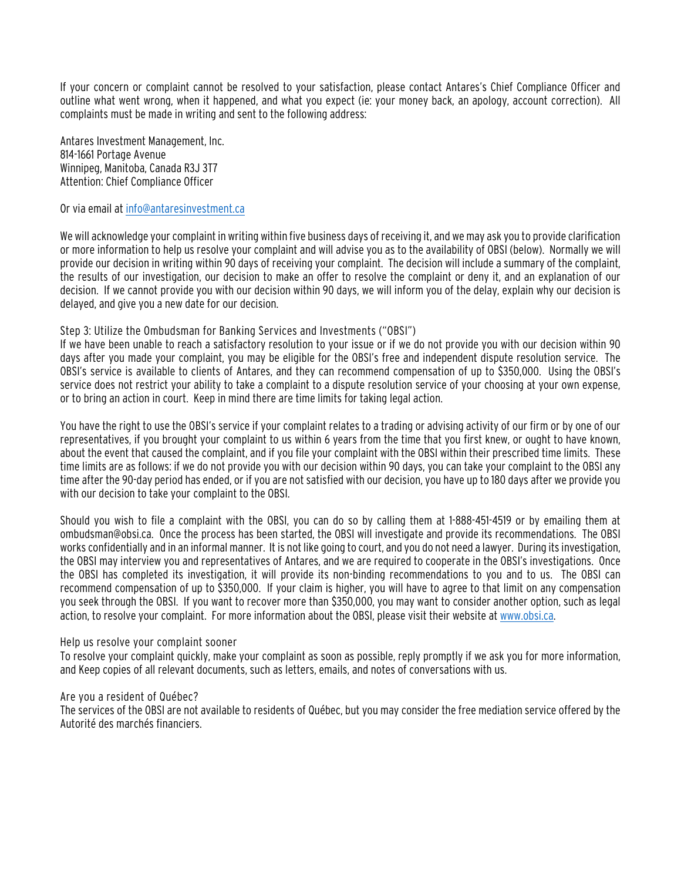If your concern or complaint cannot be resolved to your satisfaction, please contact Antares's Chief Compliance Officer and outline what went wrong, when it happened, and what you expect (ie: your money back, an apology, account correction). All complaints must be made in writing and sent to the following address:

Antares Investment Management, Inc.
814-1661 Portage Avenue
Winnipeg, Manitoba, Canada R3J 3T7
Attention: Chief Compliance Officer

Or via email at info@antaresinvestment.ca

We will acknowledge your complaint in writing within five business days of receiving it, and we may ask you to provide clarification or more information to help us resolve your complaint and will advise you as to the availability of OBSI (below). Normally we will provide our decision in writing within 90 days of receiving your complaint. The decision will include a summary of the complaint, the results of our investigation, our decision to make an offer to resolve the complaint or deny it, and an explanation of our decision. If we cannot provide you with our decision within 90 days, we will inform you of the delay, explain why our decision is delayed, and give you a new date for our decision.

Step 3: Utilize the Ombudsman for Banking Services and Investments ("OBSI")

If we have been unable to reach a satisfactory resolution to your issue or if we do not provide you with our decision within 90 days after you made your complaint, you may be eligible for the OBSI's free and independent dispute resolution service. The OBSI's service is available to clients of Antares, and they can recommend compensation of up to \$350,000. Using the OBSI's service does not restrict your ability to take a complaint to a dispute resolution service of your choosing at your own expense, or to bring an action in court. Keep in mind there are time limits for taking legal action.

You have the right to use the OBSI's service if your complaint relates to a trading or advising activity of our firm or by one of our representatives, if you brought your complaint to us within 6 years from the time that you first knew, or ought to have known, about the event that caused the complaint, and if you file your complaint with the OBSI within their prescribed time limits. These time limits are as follows: if we do not provide you with our decision within 90 days, you can take your complaint to the OBSI any time after the 90-day period has ended, or if you are not satisfied with our decision, you have up to 180 days after we provide you with our decision to take your complaint to the OBSI.

Should you wish to file a complaint with the OBSI, you can do so by calling them at 1-888-451-4519 or by emailing them at ombudsman@obsi.ca. Once the process has been started, the OBSI will investigate and provide its recommendations. The OBSI works confidentially and in an informal manner. It is not like going to court, and you do not need a lawyer. During its investigation, the OBSI may interview you and representatives of Antares, and we are required to cooperate in the OBSI's investigations. Once the OBSI has completed its investigation, it will provide its non-binding recommendations to you and to us. The OBSI can recommend compensation of up to \$350,000. If your claim is higher, you will have to agree to that limit on any compensation you seek through the OBSI. If you want to recover more than \$350,000, you may want to consider another option, such as legal action, to resolve your complaint. For more information about the OBSI, please visit their website at www.obsi.ca.

Help us resolve your complaint sooner

To resolve your complaint quickly, make your complaint as soon as possible, reply promptly if we ask you for more information, and Keep copies of all relevant documents, such as letters, emails, and notes of conversations with us.

Are you a resident of Québec?

The services of the OBSI are not available to residents of Québec, but you may consider the free mediation service offered by the Autorité des marchés financiers.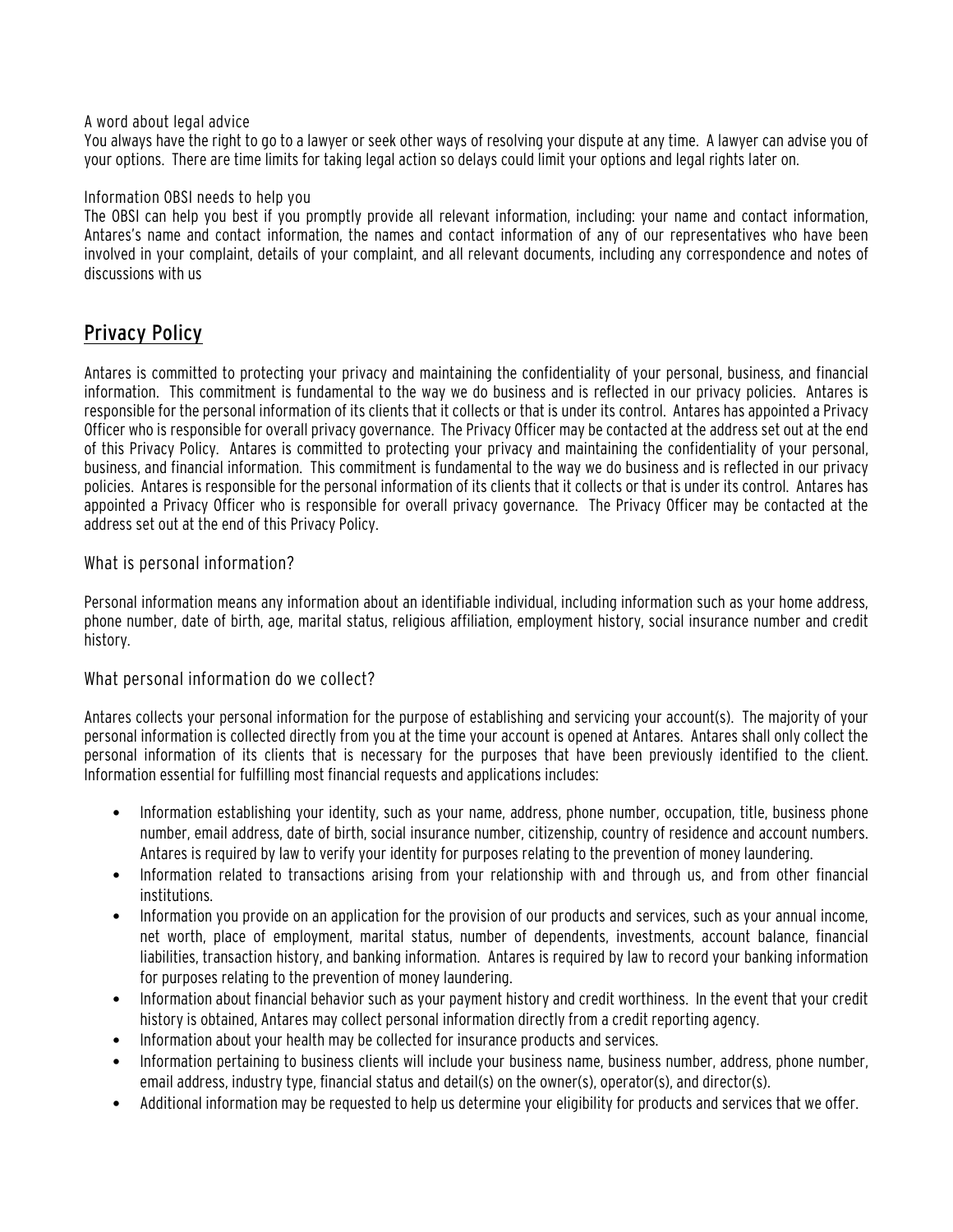A word about legal advice

You always have the right to go to a lawyer or seek other ways of resolving your dispute at any time. A lawyer can advise you of your options. There are time limits for taking legal action so delays could limit your options and legal rights later on.

Information OBSI needs to help you

The OBSI can help you best if you promptly provide all relevant information, including: your name and contact information, Antares's name and contact information, the names and contact information of any of our representatives who have been involved in your complaint, details of your complaint, and all relevant documents, including any correspondence and notes of discussions with us

## Privacy Policy

Antares is committed to protecting your privacy and maintaining the confidentiality of your personal, business, and financial information. This commitment is fundamental to the way we do business and is reflected in our privacy policies. Antares is responsible for the personal information of its clients that it collects or that is under its control. Antares has appointed a Privacy Officer who is responsible for overall privacy governance. The Privacy Officer may be contacted at the address set out at the end of this Privacy Policy. Antares is committed to protecting your privacy and maintaining the confidentiality of your personal, business, and financial information. This commitment is fundamental to the way we do business and is reflected in our privacy policies. Antares is responsible for the personal information of its clients that it collects or that is under its control. Antares has appointed a Privacy Officer who is responsible for overall privacy governance. The Privacy Officer may be contacted at the address set out at the end of this Privacy Policy.

### What is personal information?

Personal information means any information about an identifiable individual, including information such as your home address, phone number, date of birth, age, marital status, religious affiliation, employment history, social insurance number and credit history.

### What personal information do we collect?

Antares collects your personal information for the purpose of establishing and servicing your account(s). The majority of your personal information is collected directly from you at the time your account is opened at Antares. Antares shall only collect the personal information of its clients that is necessary for the purposes that have been previously identified to the client. Information essential for fulfilling most financial requests and applications includes:

- Information establishing your identity, such as your name, address, phone number, occupation, title, business phone number, email address, date of birth, social insurance number, citizenship, country of residence and account numbers. Antares is required by law to verify your identity for purposes relating to the prevention of money laundering.
- Information related to transactions arising from your relationship with and through us, and from other financial institutions.
- Information you provide on an application for the provision of our products and services, such as your annual income, net worth, place of employment, marital status, number of dependents, investments, account balance, financial liabilities, transaction history, and banking information. Antares is required by law to record your banking information for purposes relating to the prevention of money laundering.
- Information about financial behavior such as your payment history and credit worthiness. In the event that your credit history is obtained, Antares may collect personal information directly from a credit reporting agency.
- Information about your health may be collected for insurance products and services.
- Information pertaining to business clients will include your business name, business number, address, phone number, email address, industry type, financial status and detail(s) on the owner(s), operator(s), and director(s).
- Additional information may be requested to help us determine your eligibility for products and services that we offer.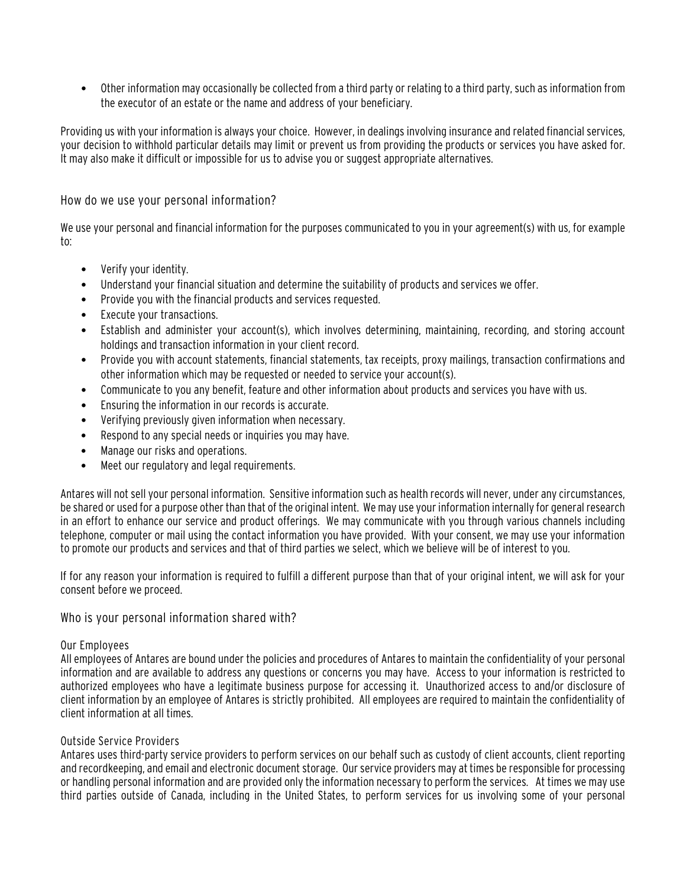- Other information may occasionally be collected from a third party or relating to a third party, such as information from the executor of an estate or the name and address of your beneficiary.

Providing us with your information is always your choice. However, in dealings involving insurance and related financial services, your decision to withhold particular details may limit or prevent us from providing the products or services you have asked for. It may also make it difficult or impossible for us to advise you or suggest appropriate alternatives.

## How do we use your personal information?

We use your personal and financial information for the purposes communicated to you in your agreement(s) with us, for example to:

- Verify your identity.
- Understand your financial situation and determine the suitability of products and services we offer.
- Provide you with the financial products and services requested.
- Execute your transactions.
- Establish and administer your account(s), which involves determining, maintaining, recording, and storing account holdings and transaction information in your client record.
- Provide you with account statements, financial statements, tax receipts, proxy mailings, transaction confirmations and other information which may be requested or needed to service your account(s).
- Communicate to you any benefit, feature and other information about products and services you have with us.
- Ensuring the information in our records is accurate.
- Verifying previously given information when necessary.
- Respond to any special needs or inquiries you may have.
- Manage our risks and operations.
- Meet our regulatory and legal requirements.

Antares will not sell your personal information. Sensitive information such as health records will never, under any circumstances, be shared or used for a purpose other than that of the original intent. We may use your information internally for general research in an effort to enhance our service and product offerings. We may communicate with you through various channels including telephone, computer or mail using the contact information you have provided. With your consent, we may use your information to promote our products and services and that of third parties we select, which we believe will be of interest to you.

If for any reason your information is required to fulfill a different purpose than that of your original intent, we will ask for your consent before we proceed.

## Who is your personal information shared with?

### Our Employees

All employees of Antares are bound under the policies and procedures of Antares to maintain the confidentiality of your personal information and are available to address any questions or concerns you may have. Access to your information is restricted to authorized employees who have a legitimate business purpose for accessing it. Unauthorized access to and/or disclosure of client information by an employee of Antares is strictly prohibited. All employees are required to maintain the confidentiality of client information at all times.

### Outside Service Providers

Antares uses third-party service providers to perform services on our behalf such as custody of client accounts, client reporting and recordkeeping, and email and electronic document storage. Our service providers may at times be responsible for processing or handling personal information and are provided only the information necessary to perform the services. At times we may use third parties outside of Canada, including in the United States, to perform services for us involving some of your personal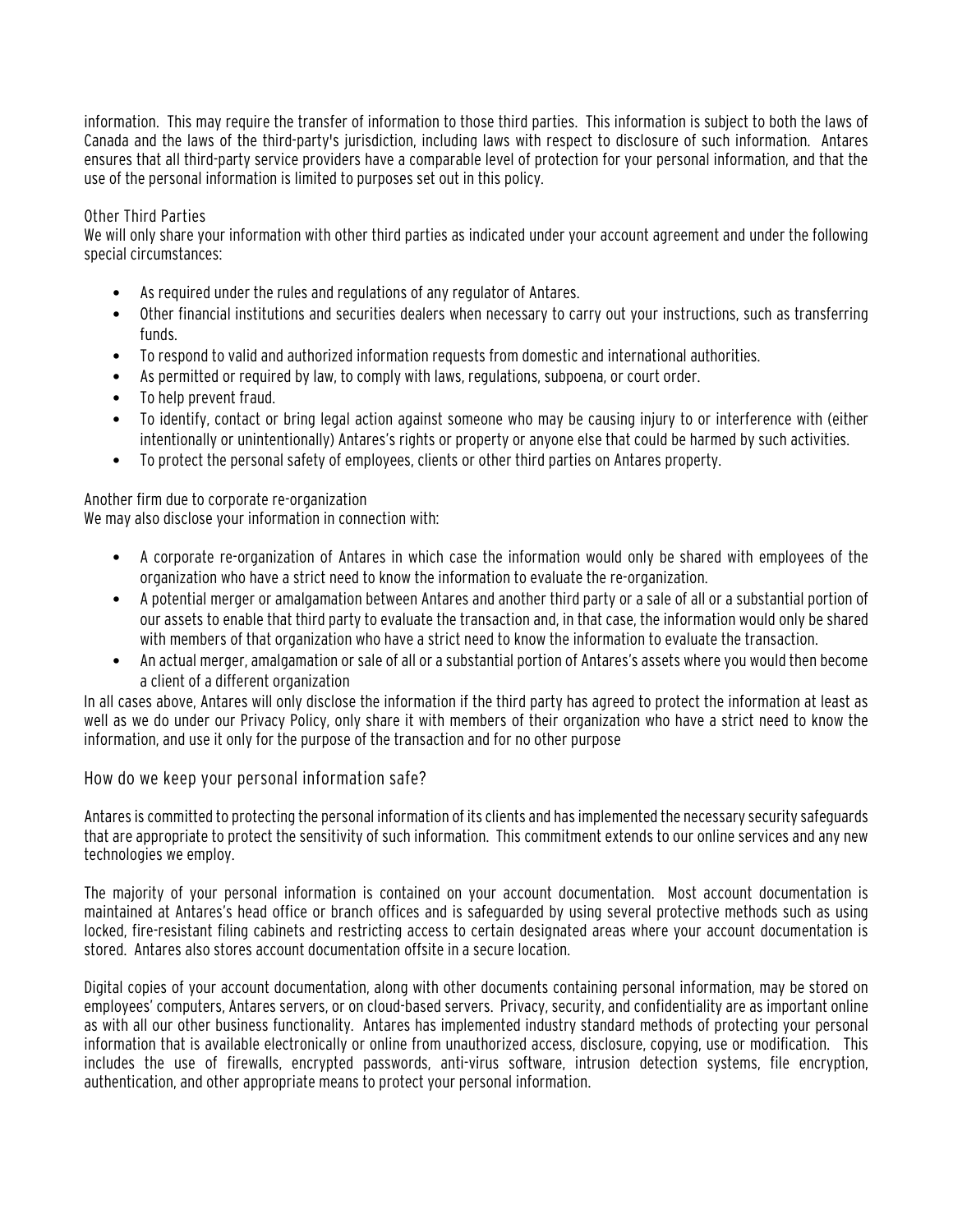information. This may require the transfer of information to those third parties. This information is subject to both the laws of Canada and the laws of the third-party's jurisdiction, including laws with respect to disclosure of such information. Antares ensures that all third-party service providers have a comparable level of protection for your personal information, and that the use of the personal information is limited to purposes set out in this policy.

Other Third Parties

We will only share your information with other third parties as indicated under your account agreement and under the following special circumstances:

- As required under the rules and regulations of any regulator of Antares.
- Other financial institutions and securities dealers when necessary to carry out your instructions, such as transferring funds.
- To respond to valid and authorized information requests from domestic and international authorities.
- As permitted or required by law, to comply with laws, regulations, subpoena, or court order.
- To help prevent fraud.
- To identify, contact or bring legal action against someone who may be causing injury to or interference with (either intentionally or unintentionally) Antares's rights or property or anyone else that could be harmed by such activities.
- To protect the personal safety of employees, clients or other third parties on Antares property.

Another firm due to corporate re-organization

We may also disclose your information in connection with:

- A corporate re-organization of Antares in which case the information would only be shared with employees of the organization who have a strict need to know the information to evaluate the re-organization.
- A potential merger or amalgamation between Antares and another third party or a sale of all or a substantial portion of our assets to enable that third party to evaluate the transaction and, in that case, the information would only be shared with members of that organization who have a strict need to know the information to evaluate the transaction.
- An actual merger, amalgamation or sale of all or a substantial portion of Antares's assets where you would then become a client of a different organization

In all cases above, Antares will only disclose the information if the third party has agreed to protect the information at least as well as we do under our Privacy Policy, only share it with members of their organization who have a strict need to know the information, and use it only for the purpose of the transaction and for no other purpose

## How do we keep your personal information safe?

Antares is committed to protecting the personal information of its clients and has implemented the necessary security safeguards that are appropriate to protect the sensitivity of such information. This commitment extends to our online services and any new technologies we employ.

The majority of your personal information is contained on your account documentation. Most account documentation is maintained at Antares's head office or branch offices and is safeguarded by using several protective methods such as using locked, fire-resistant filing cabinets and restricting access to certain designated areas where your account documentation is stored. Antares also stores account documentation offsite in a secure location.

Digital copies of your account documentation, along with other documents containing personal information, may be stored on employees' computers, Antares servers, or on cloud-based servers. Privacy, security, and confidentiality are as important online as with all our other business functionality. Antares has implemented industry standard methods of protecting your personal information that is available electronically or online from unauthorized access, disclosure, copying, use or modification. This includes the use of firewalls, encrypted passwords, anti-virus software, intrusion detection systems, file encryption, authentication, and other appropriate means to protect your personal information.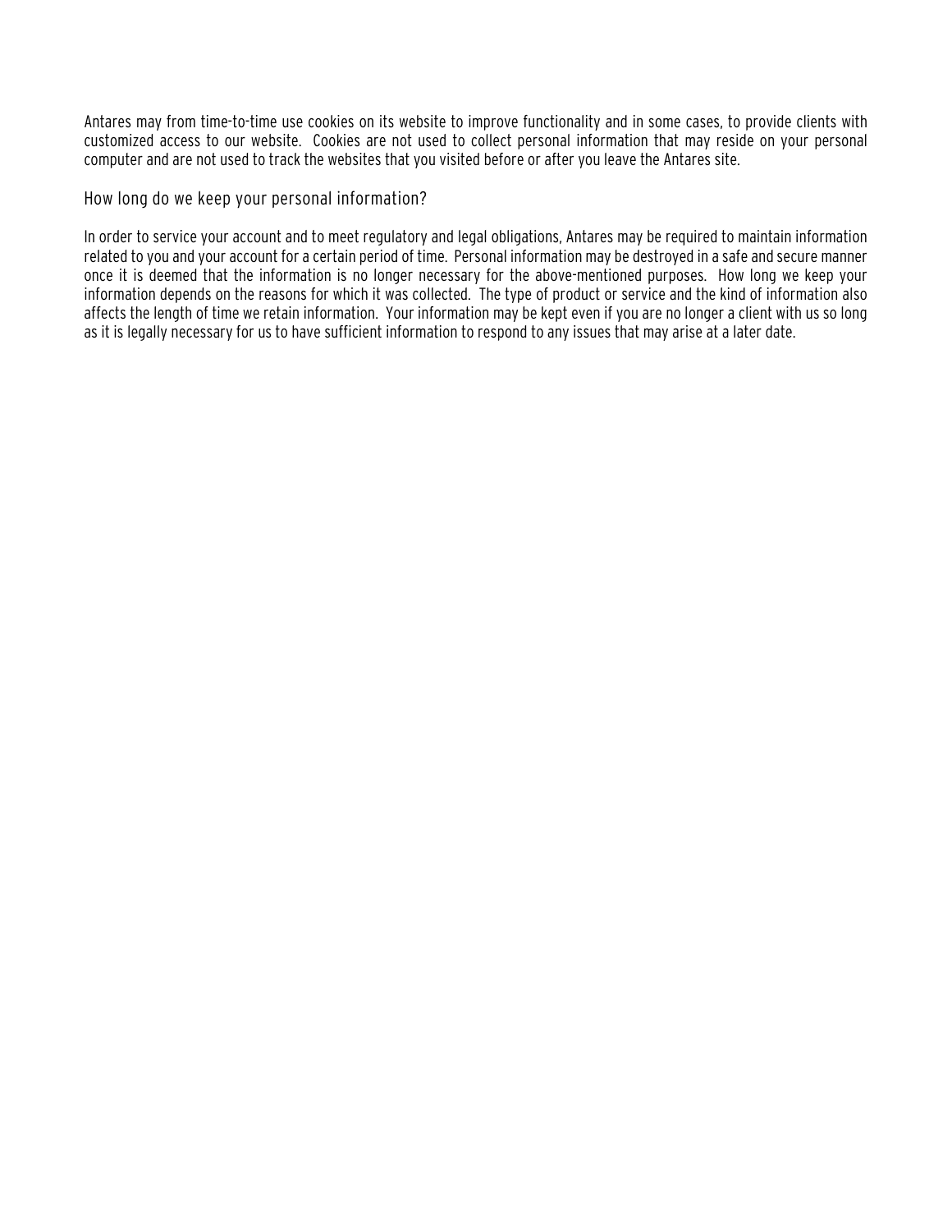Antares may from time-to-time use cookies on its website to improve functionality and in some cases, to provide clients with customized access to our website. Cookies are not used to collect personal information that may reside on your personal computer and are not used to track the websites that you visited before or after you leave the Antares site.

## How long do we keep your personal information?

In order to service your account and to meet regulatory and legal obligations, Antares may be required to maintain information related to you and your account for a certain period of time. Personal information may be destroyed in a safe and secure manner once it is deemed that the information is no longer necessary for the above-mentioned purposes. How long we keep your information depends on the reasons for which it was collected. The type of product or service and the kind of information also affects the length of time we retain information. Your information may be kept even if you are no longer a client with us so long as it is legally necessary for us to have sufficient information to respond to any issues that may arise at a later date.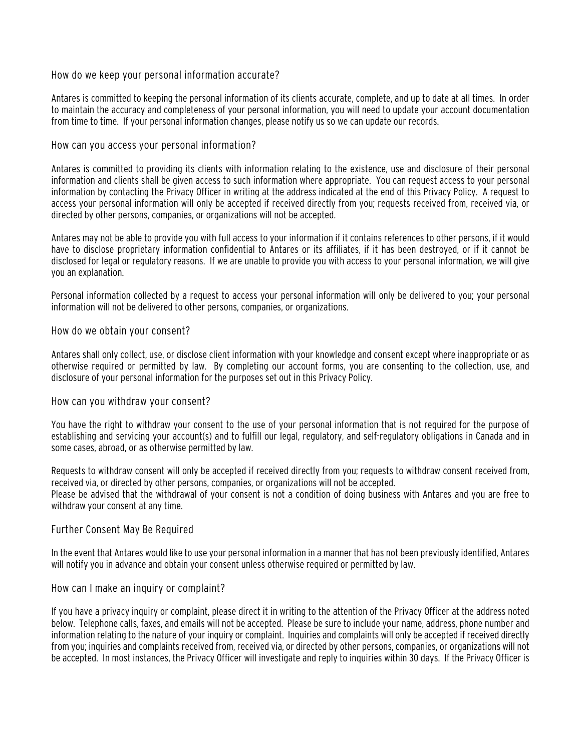## How do we keep your personal information accurate?

Antares is committed to keeping the personal information of its clients accurate, complete, and up to date at all times. In order to maintain the accuracy and completeness of your personal information, you will need to update your account documentation from time to time. If your personal information changes, please notify us so we can update our records.

## How can you access your personal information?

Antares is committed to providing its clients with information relating to the existence, use and disclosure of their personal information and clients shall be given access to such information where appropriate. You can request access to your personal information by contacting the Privacy Officer in writing at the address indicated at the end of this Privacy Policy. A request to access your personal information will only be accepted if received directly from you; requests received from, received via, or directed by other persons, companies, or organizations will not be accepted.

Antares may not be able to provide you with full access to your information if it contains references to other persons, if it would have to disclose proprietary information confidential to Antares or its affiliates, if it has been destroyed, or if it cannot be disclosed for legal or regulatory reasons. If we are unable to provide you with access to your personal information, we will give you an explanation.

Personal information collected by a request to access your personal information will only be delivered to you; your personal information will not be delivered to other persons, companies, or organizations.

## How do we obtain your consent?

Antares shall only collect, use, or disclose client information with your knowledge and consent except where inappropriate or as otherwise required or permitted by law. By completing our account forms, you are consenting to the collection, use, and disclosure of your personal information for the purposes set out in this Privacy Policy.

## How can you withdraw your consent?

You have the right to withdraw your consent to the use of your personal information that is not required for the purpose of establishing and servicing your account(s) and to fulfill our legal, regulatory, and self-regulatory obligations in Canada and in some cases, abroad, or as otherwise permitted by law.

Requests to withdraw consent will only be accepted if received directly from you; requests to withdraw consent received from, received via, or directed by other persons, companies, or organizations will not be accepted.
Please be advised that the withdrawal of your consent is not a condition of doing business with Antares and you are free to withdraw your consent at any time.

## Further Consent May Be Required

In the event that Antares would like to use your personal information in a manner that has not been previously identified, Antares will notify you in advance and obtain your consent unless otherwise required or permitted by law.

## How can I make an inquiry or complaint?

If you have a privacy inquiry or complaint, please direct it in writing to the attention of the Privacy Officer at the address noted below. Telephone calls, faxes, and emails will not be accepted. Please be sure to include your name, address, phone number and information relating to the nature of your inquiry or complaint. Inquiries and complaints will only be accepted if received directly from you; inquiries and complaints received from, received via, or directed by other persons, companies, or organizations will not be accepted. In most instances, the Privacy Officer will investigate and reply to inquiries within 30 days. If the Privacy Officer is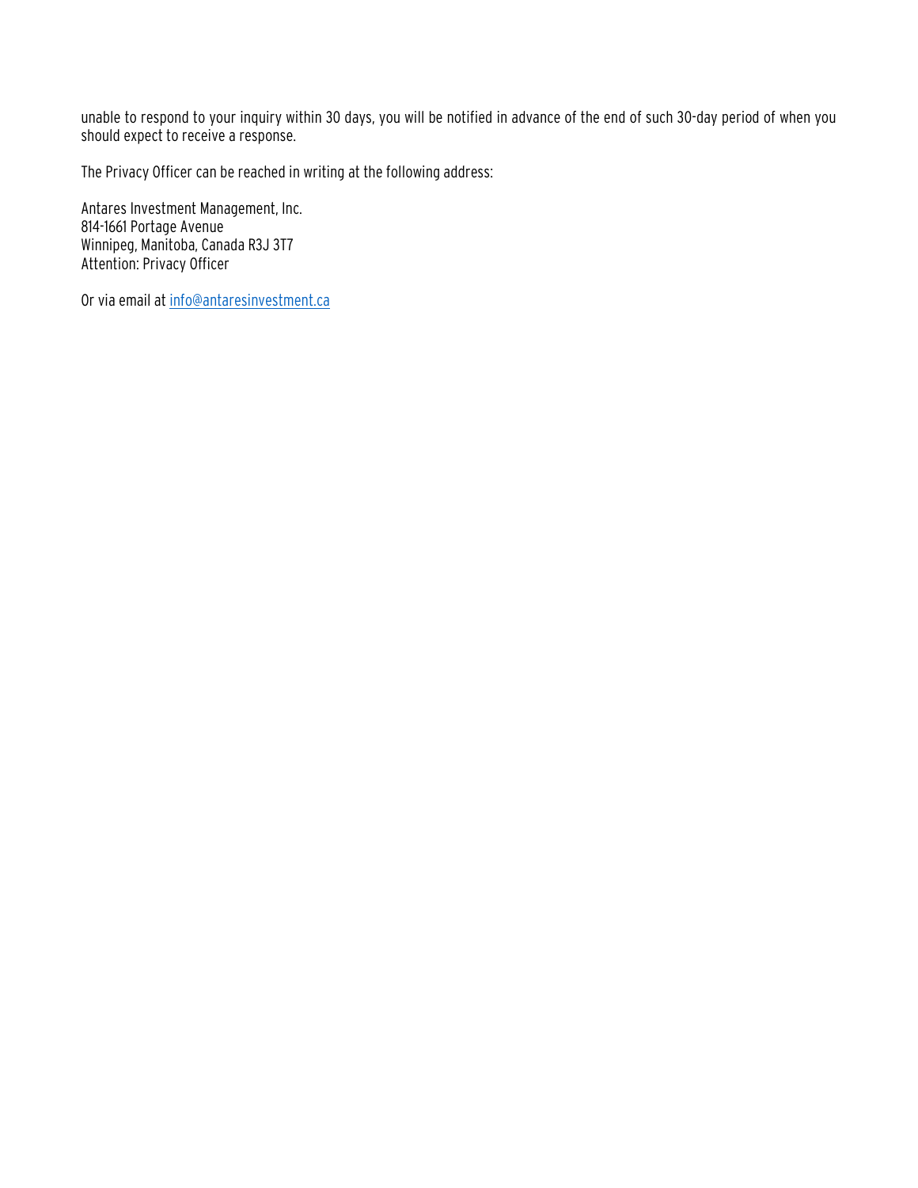unable to respond to your inquiry within 30 days, you will be notified in advance of the end of such 30-day period of when you should expect to receive a response.

The Privacy Officer can be reached in writing at the following address:

Antares Investment Management, Inc.
814-1661 Portage Avenue
Winnipeg, Manitoba, Canada R3J 3T7
Attention: Privacy Officer

Or via email at info@antaresinvestment.ca